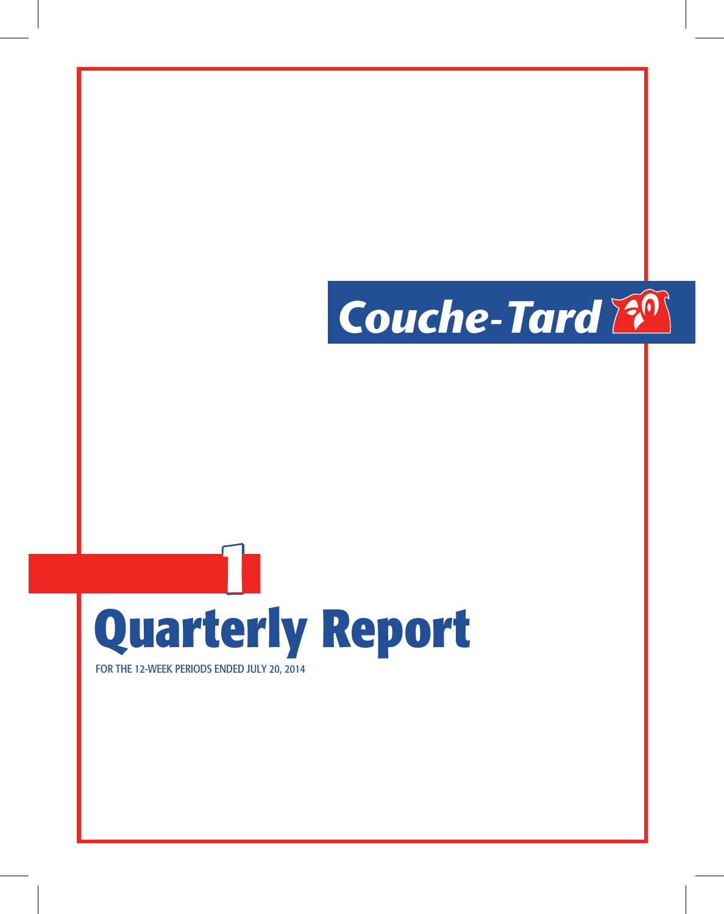Couche-Tard

1

# Quarterly Report

FOR THE 12-WEEK PERIODS ENDED JULY 20, 2014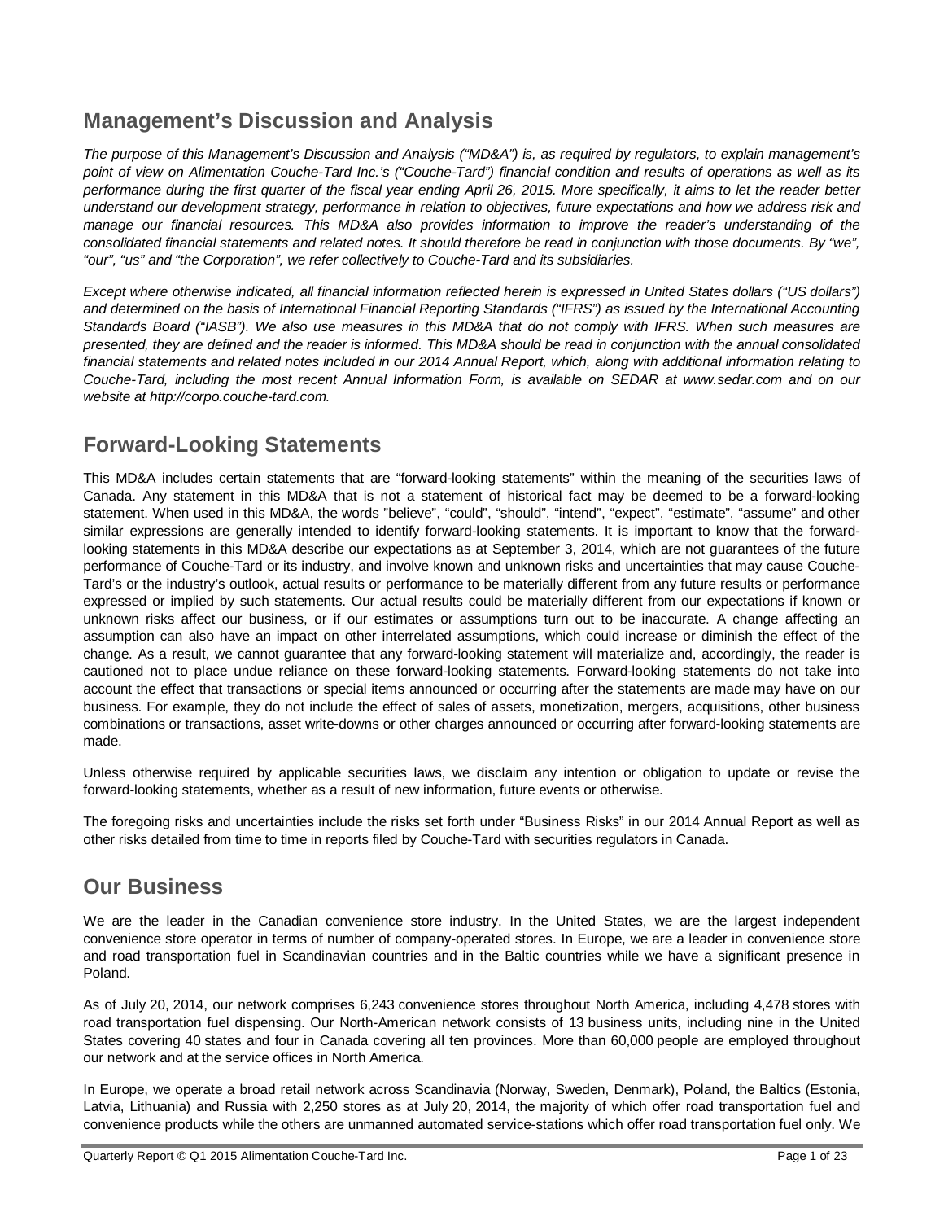## Management's Discussion and Analysis

*The purpose of this Management's Discussion and Analysis ("MD&A") is, as required by regulators, to explain management's point of view on Alimentation Couche-Tard Inc.'s ("Couche-Tard") financial condition and results of operations as well as its performance during the first quarter of the fiscal year ending April 26, 2015. More specifically, it aims to let the reader better understand our development strategy, performance in relation to objectives, future expectations and how we address risk and manage our financial resources. This MD&A also provides information to improve the reader's understanding of the consolidated financial statements and related notes. It should therefore be read in conjunction with those documents. By "we", "our", "us" and "the Corporation", we refer collectively to Couche-Tard and its subsidiaries.*

*Except where otherwise indicated, all financial information reflected herein is expressed in United States dollars ("US dollars") and determined on the basis of International Financial Reporting Standards ("IFRS") as issued by the International Accounting Standards Board ("IASB"). We also use measures in this MD&A that do not comply with IFRS. When such measures are presented, they are defined and the reader is informed. This MD&A should be read in conjunction with the annual consolidated financial statements and related notes included in our 2014 Annual Report, which, along with additional information relating to Couche-Tard, including the most recent Annual Information Form, is available on SEDAR at www.sedar.com and on our website at http://corpo.couche-tard.com.*

## Forward-Looking Statements

This MD&A includes certain statements that are "forward-looking statements" within the meaning of the securities laws of Canada. Any statement in this MD&A that is not a statement of historical fact may be deemed to be a forward-looking statement. When used in this MD&A, the words "believe", "could", "should", "intend", "expect", "estimate", "assume" and other similar expressions are generally intended to identify forward-looking statements. It is important to know that the forward-looking statements in this MD&A describe our expectations as at September 3, 2014, which are not guarantees of the future performance of Couche-Tard or its industry, and involve known and unknown risks and uncertainties that may cause Couche-Tard's or the industry's outlook, actual results or performance to be materially different from any future results or performance expressed or implied by such statements. Our actual results could be materially different from our expectations if known or unknown risks affect our business, or if our estimates or assumptions turn out to be inaccurate. A change affecting an assumption can also have an impact on other interrelated assumptions, which could increase or diminish the effect of the change. As a result, we cannot guarantee that any forward-looking statement will materialize and, accordingly, the reader is cautioned not to place undue reliance on these forward-looking statements. Forward-looking statements do not take into account the effect that transactions or special items announced or occurring after the statements are made may have on our business. For example, they do not include the effect of sales of assets, monetization, mergers, acquisitions, other business combinations or transactions, asset write-downs or other charges announced or occurring after forward-looking statements are made.

Unless otherwise required by applicable securities laws, we disclaim any intention or obligation to update or revise the forward-looking statements, whether as a result of new information, future events or otherwise.

The foregoing risks and uncertainties include the risks set forth under "Business Risks" in our 2014 Annual Report as well as other risks detailed from time to time in reports filed by Couche-Tard with securities regulators in Canada.

## Our Business

We are the leader in the Canadian convenience store industry. In the United States, we are the largest independent convenience store operator in terms of number of company-operated stores. In Europe, we are a leader in convenience store and road transportation fuel in Scandinavian countries and in the Baltic countries while we have a significant presence in Poland.

As of July 20, 2014, our network comprises 6,243 convenience stores throughout North America, including 4,478 stores with road transportation fuel dispensing. Our North-American network consists of 13 business units, including nine in the United States covering 40 states and four in Canada covering all ten provinces. More than 60,000 people are employed throughout our network and at the service offices in North America.

In Europe, we operate a broad retail network across Scandinavia (Norway, Sweden, Denmark), Poland, the Baltics (Estonia, Latvia, Lithuania) and Russia with 2,250 stores as at July 20, 2014, the majority of which offer road transportation fuel and convenience products while the others are unmanned automated service-stations which offer road transportation fuel only. We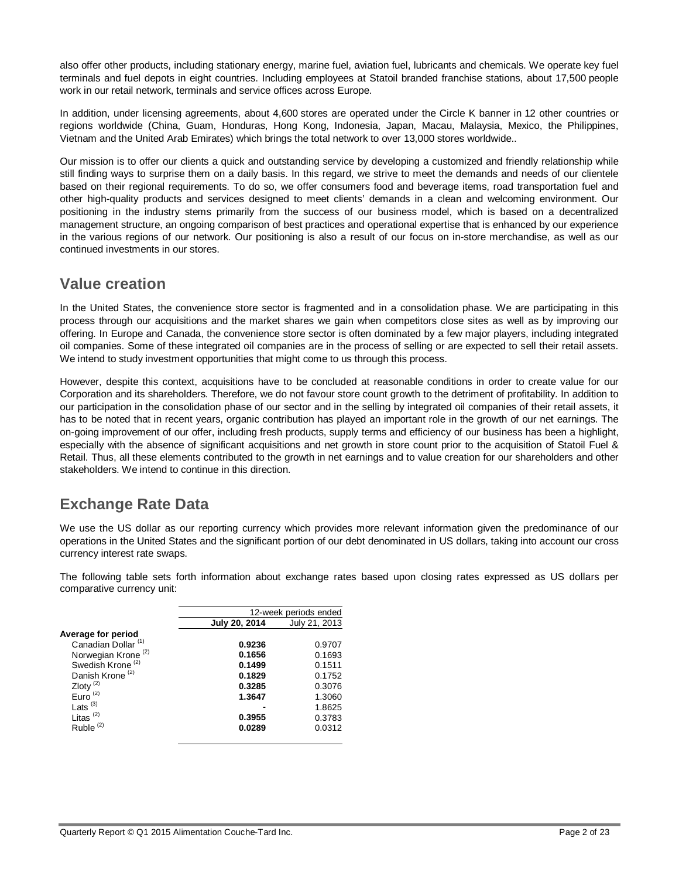also offer other products, including stationary energy, marine fuel, aviation fuel, lubricants and chemicals. We operate key fuel terminals and fuel depots in eight countries. Including employees at Statoil branded franchise stations, about 17,500 people work in our retail network, terminals and service offices across Europe.

In addition, under licensing agreements, about 4,600 stores are operated under the Circle K banner in 12 other countries or regions worldwide (China, Guam, Honduras, Hong Kong, Indonesia, Japan, Macau, Malaysia, Mexico, the Philippines, Vietnam and the United Arab Emirates) which brings the total network to over 13,000 stores worldwide..

Our mission is to offer our clients a quick and outstanding service by developing a customized and friendly relationship while still finding ways to surprise them on a daily basis. In this regard, we strive to meet the demands and needs of our clientele based on their regional requirements. To do so, we offer consumers food and beverage items, road transportation fuel and other high-quality products and services designed to meet clients' demands in a clean and welcoming environment. Our positioning in the industry stems primarily from the success of our business model, which is based on a decentralized management structure, an ongoing comparison of best practices and operational expertise that is enhanced by our experience in the various regions of our network. Our positioning is also a result of our focus on in-store merchandise, as well as our continued investments in our stores.

## Value creation

In the United States, the convenience store sector is fragmented and in a consolidation phase. We are participating in this process through our acquisitions and the market shares we gain when competitors close sites as well as by improving our offering. In Europe and Canada, the convenience store sector is often dominated by a few major players, including integrated oil companies. Some of these integrated oil companies are in the process of selling or are expected to sell their retail assets. We intend to study investment opportunities that might come to us through this process.

However, despite this context, acquisitions have to be concluded at reasonable conditions in order to create value for our Corporation and its shareholders. Therefore, we do not favour store count growth to the detriment of profitability. In addition to our participation in the consolidation phase of our sector and in the selling by integrated oil companies of their retail assets, it has to be noted that in recent years, organic contribution has played an important role in the growth of our net earnings. The on-going improvement of our offer, including fresh products, supply terms and efficiency of our business has been a highlight, especially with the absence of significant acquisitions and net growth in store count prior to the acquisition of Statoil Fuel & Retail. Thus, all these elements contributed to the growth in net earnings and to value creation for our shareholders and other stakeholders. We intend to continue in this direction.

## Exchange Rate Data

We use the US dollar as our reporting currency which provides more relevant information given the predominance of our operations in the United States and the significant portion of our debt denominated in US dollars, taking into account our cross currency interest rate swaps.

The following table sets forth information about exchange rates based upon closing rates expressed as US dollars per comparative currency unit:

| | 12-week periods ended | |
|---|---|---|
| | **July 20, 2014** | July 21, 2013 |
| **Average for period** | | |
| Canadian Dollar (1) | **0.9236** | 0.9707 |
| Norwegian Krone (2) | **0.1656** | 0.1693 |
| Swedish Krone (2) | **0.1499** | 0.1511 |
| Danish Krone (2) | **0.1829** | 0.1752 |
| Zloty (2) | **0.3285** | 0.3076 |
| Euro (2) | **1.3647** | 1.3060 |
| Lats (3) | **-** | 1.8625 |
| Litas (2) | **0.3955** | 0.3783 |
| Ruble (2) | **0.0289** | 0.0312 |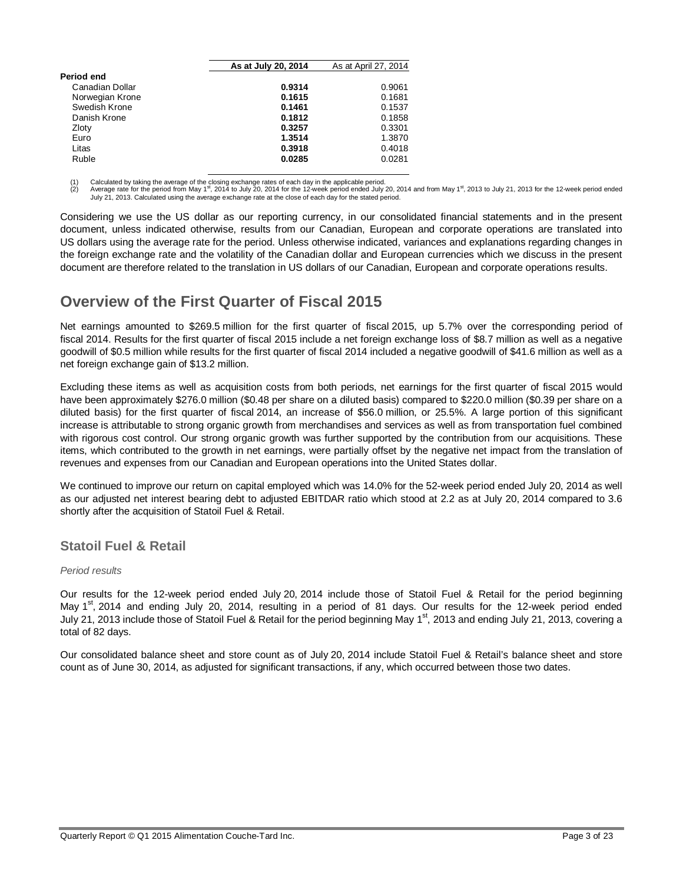| | As at July 20, 2014 | As at April 27, 2014 |
|---|---|---|
| **Period end** | | |
| Canadian Dollar | **0.9314** | 0.9061 |
| Norwegian Krone | **0.1615** | 0.1681 |
| Swedish Krone | **0.1461** | 0.1537 |
| Danish Krone | **0.1812** | 0.1858 |
| Zloty | **0.3257** | 0.3301 |
| Euro | **1.3514** | 1.3870 |
| Litas | **0.3918** | 0.4018 |
| Ruble | **0.0285** | 0.0281 |

(1) Calculated by taking the average of the closing exchange rates of each day in the applicable period.
(2) Average rate for the period from May 1st, 2014 to July 20, 2014 for the 12-week period ended July 20, 2014 and from May 1st, 2013 to July 21, 2013 for the 12-week period ended July 21, 2013. Calculated using the average exchange rate at the close of each day for the stated period.

Considering we use the US dollar as our reporting currency, in our consolidated financial statements and in the present document, unless indicated otherwise, results from our Canadian, European and corporate operations are translated into US dollars using the average rate for the period. Unless otherwise indicated, variances and explanations regarding changes in the foreign exchange rate and the volatility of the Canadian dollar and European currencies which we discuss in the present document are therefore related to the translation in US dollars of our Canadian, European and corporate operations results.

# Overview of the First Quarter of Fiscal 2015

Net earnings amounted to $269.5 million for the first quarter of fiscal 2015, up 5.7% over the corresponding period of fiscal 2014. Results for the first quarter of fiscal 2015 include a net foreign exchange loss of $8.7 million as well as a negative goodwill of $0.5 million while results for the first quarter of fiscal 2014 included a negative goodwill of $41.6 million as well as a net foreign exchange gain of $13.2 million.

Excluding these items as well as acquisition costs from both periods, net earnings for the first quarter of fiscal 2015 would have been approximately $276.0 million ($0.48 per share on a diluted basis) compared to $220.0 million ($0.39 per share on a diluted basis) for the first quarter of fiscal 2014, an increase of $56.0 million, or 25.5%. A large portion of this significant increase is attributable to strong organic growth from merchandises and services as well as from transportation fuel combined with rigorous cost control. Our strong organic growth was further supported by the contribution from our acquisitions. These items, which contributed to the growth in net earnings, were partially offset by the negative net impact from the translation of revenues and expenses from our Canadian and European operations into the United States dollar.

We continued to improve our return on capital employed which was 14.0% for the 52-week period ended July 20, 2014 as well as our adjusted net interest bearing debt to adjusted EBITDAR ratio which stood at 2.2 as at July 20, 2014 compared to 3.6 shortly after the acquisition of Statoil Fuel & Retail.

## Statoil Fuel & Retail

*Period results*

Our results for the 12-week period ended July 20, 2014 include those of Statoil Fuel & Retail for the period beginning May 1st, 2014 and ending July 20, 2014, resulting in a period of 81 days. Our results for the 12-week period ended July 21, 2013 include those of Statoil Fuel & Retail for the period beginning May 1st, 2013 and ending July 21, 2013, covering a total of 82 days.

Our consolidated balance sheet and store count as of July 20, 2014 include Statoil Fuel & Retail's balance sheet and store count as of June 30, 2014, as adjusted for significant transactions, if any, which occurred between those two dates.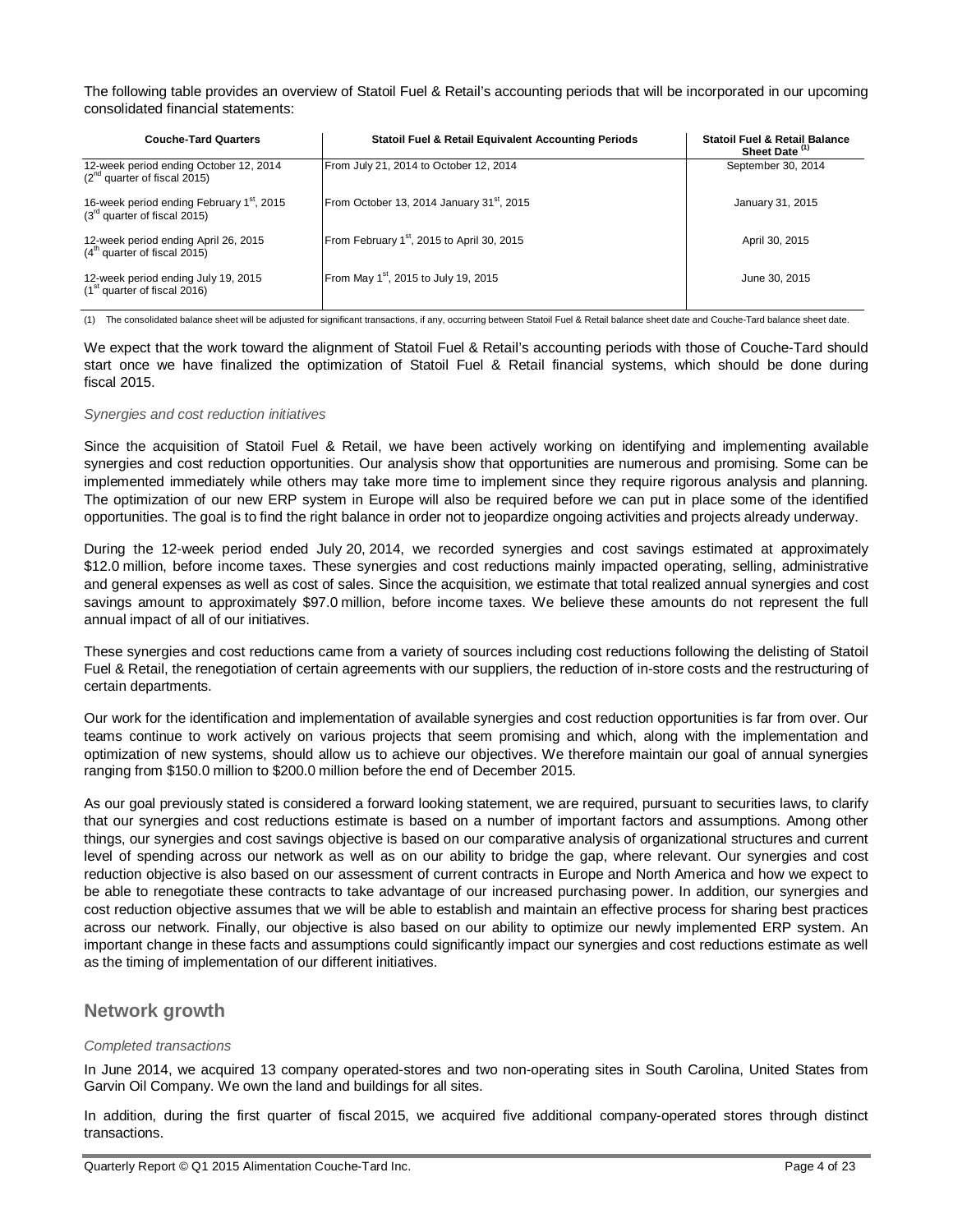The following table provides an overview of Statoil Fuel & Retail's accounting periods that will be incorporated in our upcoming consolidated financial statements:

| Couche-Tard Quarters | Statoil Fuel & Retail Equivalent Accounting Periods | Statoil Fuel & Retail Balance Sheet Date [(1)] |
|---|---|---|
| 12-week period ending October 12, 2014 (2nd quarter of fiscal 2015) | From July 21, 2014 to October 12, 2014 | September 30, 2014 |
| 16-week period ending February 1st, 2015 (3rd quarter of fiscal 2015) | From October 13, 2014 January 31st, 2015 | January 31, 2015 |
| 12-week period ending April 26, 2015 (4th quarter of fiscal 2015) | From February 1st, 2015 to April 30, 2015 | April 30, 2015 |
| 12-week period ending July 19, 2015 (1st quarter of fiscal 2016) | From May 1st, 2015 to July 19, 2015 | June 30, 2015 |

(1) The consolidated balance sheet will be adjusted for significant transactions, if any, occurring between Statoil Fuel & Retail balance sheet date and Couche-Tard balance sheet date.

We expect that the work toward the alignment of Statoil Fuel & Retail's accounting periods with those of Couche-Tard should start once we have finalized the optimization of Statoil Fuel & Retail financial systems, which should be done during fiscal 2015.

*Synergies and cost reduction initiatives*

Since the acquisition of Statoil Fuel & Retail, we have been actively working on identifying and implementing available synergies and cost reduction opportunities. Our analysis show that opportunities are numerous and promising. Some can be implemented immediately while others may take more time to implement since they require rigorous analysis and planning. The optimization of our new ERP system in Europe will also be required before we can put in place some of the identified opportunities. The goal is to find the right balance in order not to jeopardize ongoing activities and projects already underway.

During the 12-week period ended July 20, 2014, we recorded synergies and cost savings estimated at approximately $12.0 million, before income taxes. These synergies and cost reductions mainly impacted operating, selling, administrative and general expenses as well as cost of sales. Since the acquisition, we estimate that total realized annual synergies and cost savings amount to approximately $97.0 million, before income taxes. We believe these amounts do not represent the full annual impact of all of our initiatives.

These synergies and cost reductions came from a variety of sources including cost reductions following the delisting of Statoil Fuel & Retail, the renegotiation of certain agreements with our suppliers, the reduction of in-store costs and the restructuring of certain departments.

Our work for the identification and implementation of available synergies and cost reduction opportunities is far from over. Our teams continue to work actively on various projects that seem promising and which, along with the implementation and optimization of new systems, should allow us to achieve our objectives. We therefore maintain our goal of annual synergies ranging from $150.0 million to $200.0 million before the end of December 2015.

As our goal previously stated is considered a forward looking statement, we are required, pursuant to securities laws, to clarify that our synergies and cost reductions estimate is based on a number of important factors and assumptions. Among other things, our synergies and cost savings objective is based on our comparative analysis of organizational structures and current level of spending across our network as well as on our ability to bridge the gap, where relevant. Our synergies and cost reduction objective is also based on our assessment of current contracts in Europe and North America and how we expect to be able to renegotiate these contracts to take advantage of our increased purchasing power. In addition, our synergies and cost reduction objective assumes that we will be able to establish and maintain an effective process for sharing best practices across our network. Finally, our objective is also based on our ability to optimize our newly implemented ERP system. An important change in these facts and assumptions could significantly impact our synergies and cost reductions estimate as well as the timing of implementation of our different initiatives.

## Network growth

*Completed transactions*

In June 2014, we acquired 13 company operated-stores and two non-operating sites in South Carolina, United States from Garvin Oil Company. We own the land and buildings for all sites.

In addition, during the first quarter of fiscal 2015, we acquired five additional company-operated stores through distinct transactions.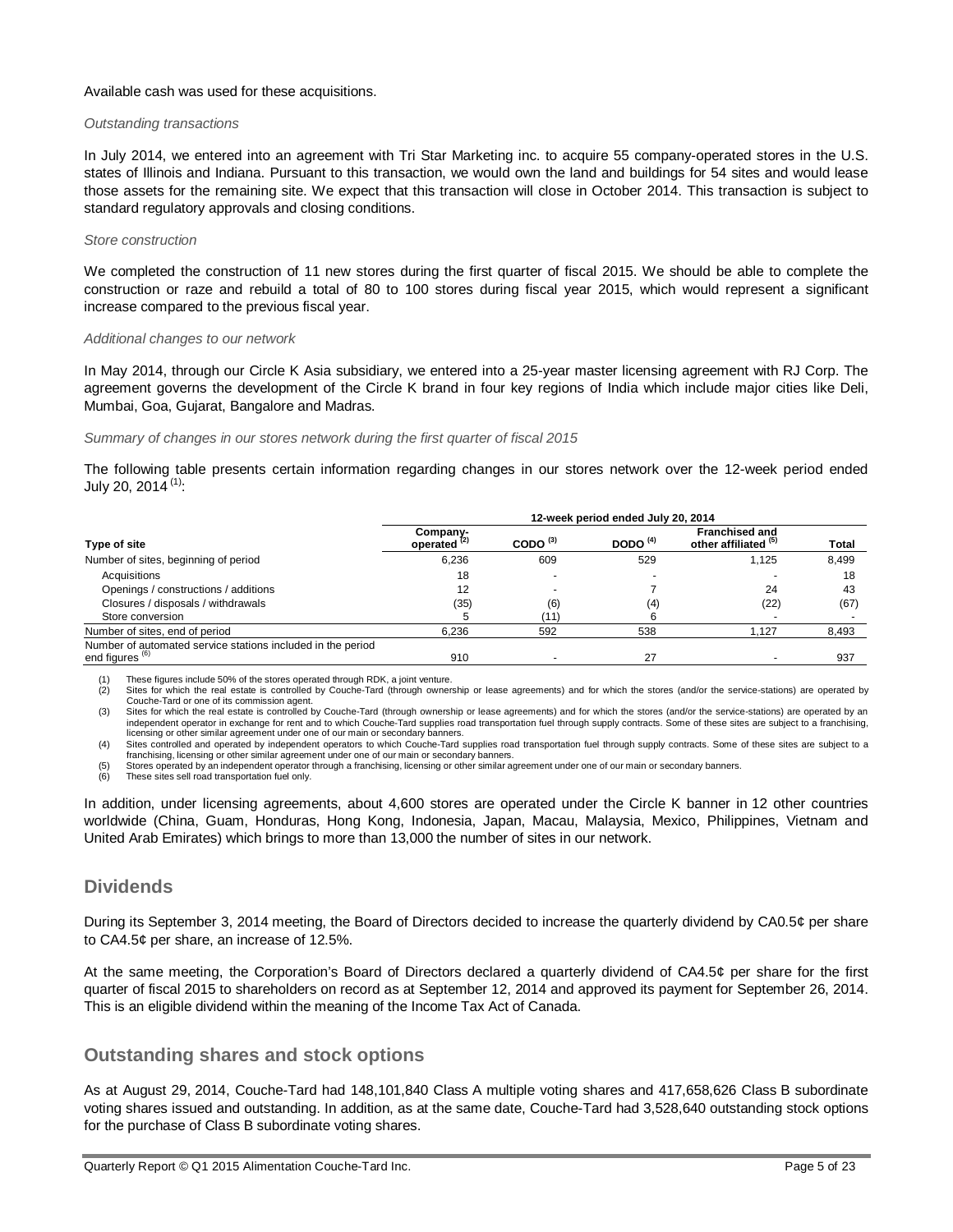Available cash was used for these acquisitions.

*Outstanding transactions*

In July 2014, we entered into an agreement with Tri Star Marketing inc. to acquire 55 company-operated stores in the U.S. states of Illinois and Indiana. Pursuant to this transaction, we would own the land and buildings for 54 sites and would lease those assets for the remaining site. We expect that this transaction will close in October 2014. This transaction is subject to standard regulatory approvals and closing conditions.

*Store construction*

We completed the construction of 11 new stores during the first quarter of fiscal 2015. We should be able to complete the construction or raze and rebuild a total of 80 to 100 stores during fiscal year 2015, which would represent a significant increase compared to the previous fiscal year.

*Additional changes to our network*

In May 2014, through our Circle K Asia subsidiary, we entered into a 25-year master licensing agreement with RJ Corp. The agreement governs the development of the Circle K brand in four key regions of India which include major cities like Deli, Mumbai, Goa, Gujarat, Bangalore and Madras.

*Summary of changes in our stores network during the first quarter of fiscal 2015*

The following table presents certain information regarding changes in our stores network over the 12-week period ended July 20, 2014 [(1)]:

| | 12-week period ended July 20, 2014 | | | | |
|---|---|---|---|---|---|
| **Type of site** | **Company-operated** [(2)] | **CODO** [(3)] | **DODO** [(4)] | **Franchised and other affiliated** [(5)] | **Total** |
| Number of sites, beginning of period | 6,236 | 609 | 529 | 1,125 | 8,499 |
| Acquisitions | 18 | - | - | - | 18 |
| Openings / constructions / additions | 12 | - | 7 | 24 | 43 |
| Closures / disposals / withdrawals | (35) | (6) | (4) | (22) | (67) |
| Store conversion | 5 | (11) | 6 | - | - |
| Number of sites, end of period | 6,236 | 592 | 538 | 1,127 | 8,493 |
| Number of automated service stations included in the period end figures [(6)] | 910 | - | 27 | - | 937 |

(1) These figures include 50% of the stores operated through RDK, a joint venture.
(2) Sites for which the real estate is controlled by Couche-Tard (through ownership or lease agreements) and for which the stores (and/or the service-stations) are operated by Couche-Tard or one of its commission agent.
(3) Sites for which the real estate is controlled by Couche-Tard (through ownership or lease agreements) and for which the stores (and/or the service-stations) are operated by an independent operator in exchange for rent and to which Couche-Tard supplies road transportation fuel through supply contracts. Some of these sites are subject to a franchising, licensing or other similar agreement under one of our main or secondary banners.
(4) Sites controlled and operated by independent operators to which Couche-Tard supplies road transportation fuel through supply contracts. Some of these sites are subject to a franchising, licensing or other similar agreement under one of our main or secondary banners.
(5) Stores operated by an independent operator through a franchising, licensing or other similar agreement under one of our main or secondary banners.
(6) These sites sell road transportation fuel only.

In addition, under licensing agreements, about 4,600 stores are operated under the Circle K banner in 12 other countries worldwide (China, Guam, Honduras, Hong Kong, Indonesia, Japan, Macau, Malaysia, Mexico, Philippines, Vietnam and United Arab Emirates) which brings to more than 13,000 the number of sites in our network.

## Dividends

During its September 3, 2014 meeting, the Board of Directors decided to increase the quarterly dividend by CA0.5¢ per share to CA4.5¢ per share, an increase of 12.5%.

At the same meeting, the Corporation's Board of Directors declared a quarterly dividend of CA4.5¢ per share for the first quarter of fiscal 2015 to shareholders on record as at September 12, 2014 and approved its payment for September 26, 2014. This is an eligible dividend within the meaning of the Income Tax Act of Canada.

## Outstanding shares and stock options

As at August 29, 2014, Couche-Tard had 148,101,840 Class A multiple voting shares and 417,658,626 Class B subordinate voting shares issued and outstanding. In addition, as at the same date, Couche-Tard had 3,528,640 outstanding stock options for the purchase of Class B subordinate voting shares.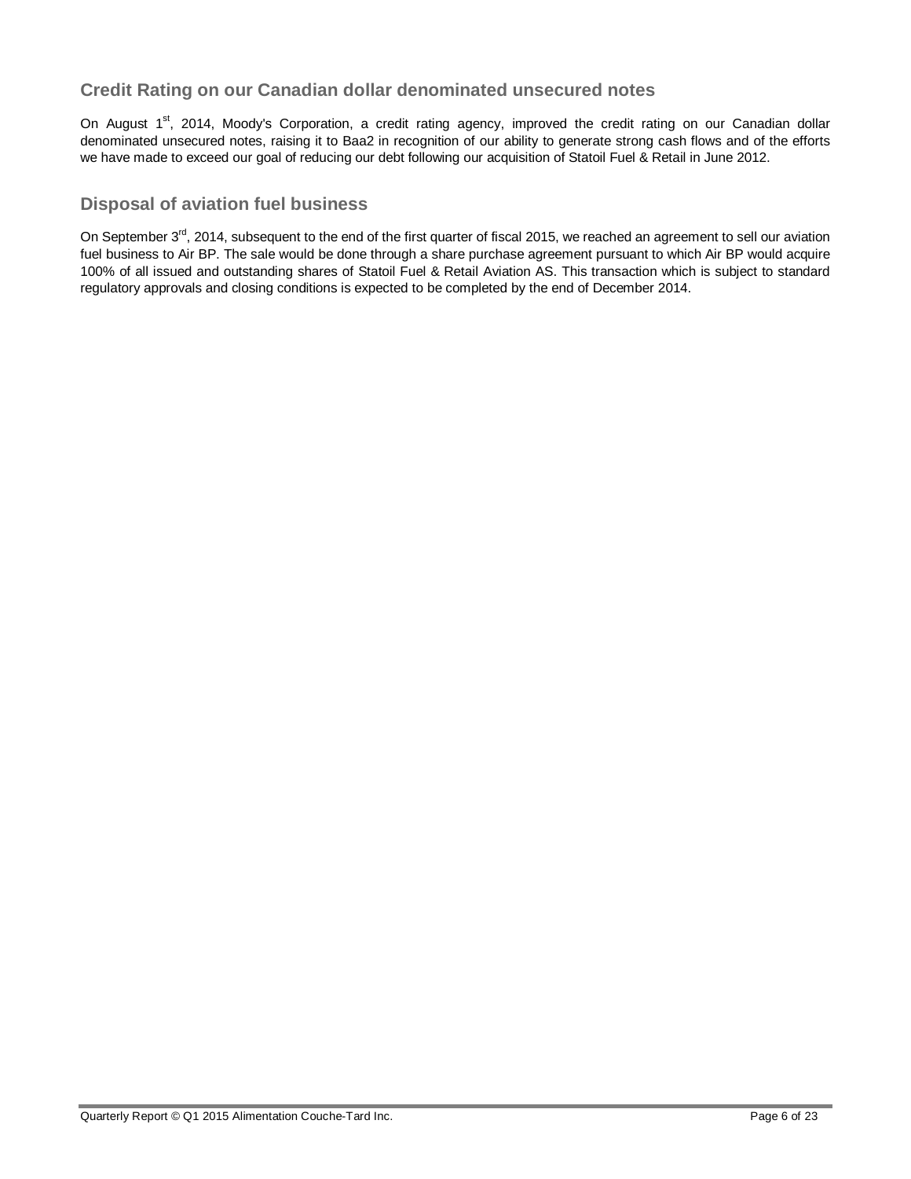## Credit Rating on our Canadian dollar denominated unsecured notes

On August 1st, 2014, Moody's Corporation, a credit rating agency, improved the credit rating on our Canadian dollar denominated unsecured notes, raising it to Baa2 in recognition of our ability to generate strong cash flows and of the efforts we have made to exceed our goal of reducing our debt following our acquisition of Statoil Fuel & Retail in June 2012.

## Disposal of aviation fuel business

On September 3rd, 2014, subsequent to the end of the first quarter of fiscal 2015, we reached an agreement to sell our aviation fuel business to Air BP. The sale would be done through a share purchase agreement pursuant to which Air BP would acquire 100% of all issued and outstanding shares of Statoil Fuel & Retail Aviation AS. This transaction which is subject to standard regulatory approvals and closing conditions is expected to be completed by the end of December 2014.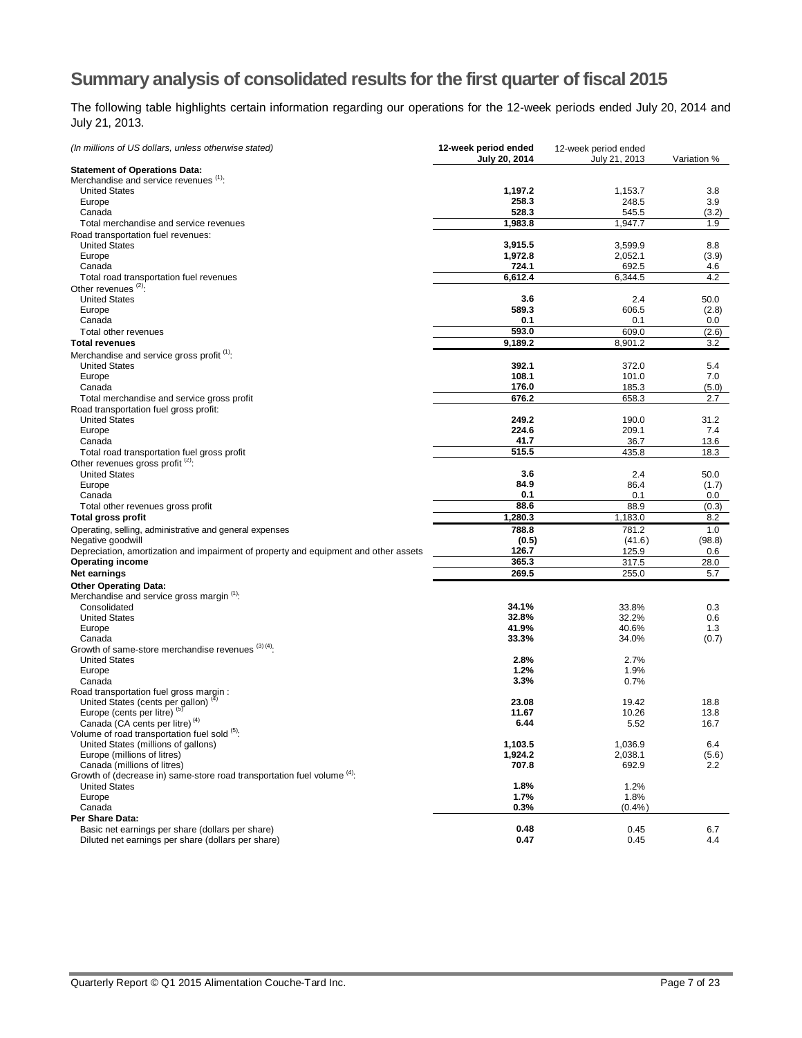# Summary analysis of consolidated results for the first quarter of fiscal 2015

The following table highlights certain information regarding our operations for the 12-week periods ended July 20, 2014 and July 21, 2013.

| *(In millions of US dollars, unless otherwise stated)* | **12-week period ended July 20, 2014** | 12-week period ended July 21, 2013 | Variation % |
|---|---|---|---|
| **Statement of Operations Data:** | | | |
| Merchandise and service revenues [(1)]: | | | |
| United States | **1,197.2** | 1,153.7 | 3.8 |
| Europe | **258.3** | 248.5 | 3.9 |
| Canada | **528.3** | 545.5 | (3.2) |
| Total merchandise and service revenues | **1,983.8** | 1,947.7 | 1.9 |
| Road transportation fuel revenues: | | | |
| United States | **3,915.5** | 3,599.9 | 8.8 |
| Europe | **1,972.8** | 2,052.1 | (3.9) |
| Canada | **724.1** | 692.5 | 4.6 |
| Total road transportation fuel revenues | **6,612.4** | 6,344.5 | 4.2 |
| Other revenues [(2)]: | | | |
| United States | **3.6** | 2.4 | 50.0 |
| Europe | **589.3** | 606.5 | (2.8) |
| Canada | **0.1** | 0.1 | 0.0 |
| Total other revenues | **593.0** | 609.0 | (2.6) |
| **Total revenues** | **9,189.2** | 8,901.2 | 3.2 |
| Merchandise and service gross profit [(1)]: | | | |
| United States | **392.1** | 372.0 | 5.4 |
| Europe | **108.1** | 101.0 | 7.0 |
| Canada | **176.0** | 185.3 | (5.0) |
| Total merchandise and service gross profit | **676.2** | 658.3 | 2.7 |
| Road transportation fuel gross profit: | | | |
| United States | **249.2** | 190.0 | 31.2 |
| Europe | **224.6** | 209.1 | 7.4 |
| Canada | **41.7** | 36.7 | 13.6 |
| Total road transportation fuel gross profit | **515.5** | 435.8 | 18.3 |
| Other revenues gross profit [(2)]: | | | |
| United States | **3.6** | 2.4 | 50.0 |
| Europe | **84.9** | 86.4 | (1.7) |
| Canada | **0.1** | 0.1 | 0.0 |
| Total other revenues gross profit | **88.6** | 88.9 | (0.3) |
| **Total gross profit** | **1,280.3** | 1,183.0 | 8.2 |
| Operating, selling, administrative and general expenses | **788.8** | 781.2 | 1.0 |
| Negative goodwill | **(0.5)** | (41.6) | (98.8) |
| Depreciation, amortization and impairment of property and equipment and other assets | **126.7** | 125.9 | 0.6 |
| **Operating income** | **365.3** | 317.5 | 28.0 |
| **Net earnings** | **269.5** | 255.0 | 5.7 |
| **Other Operating Data:** | | | |
| Merchandise and service gross margin [(1)]: | | | |
| Consolidated | **34.1%** | 33.8% | 0.3 |
| United States | **32.8%** | 32.2% | 0.6 |
| Europe | **41.9%** | 40.6% | 1.3 |
| Canada | **33.3%** | 34.0% | (0.7) |
| Growth of same-store merchandise revenues [(3)] [(4)]: | | | |
| United States | **2.8%** | 2.7% | |
| Europe | **1.2%** | 1.9% | |
| Canada | **3.3%** | 0.7% | |
| Road transportation fuel gross margin : | | | |
| United States (cents per gallon) [(4)] | **23.08** | 19.42 | 18.8 |
| Europe (cents per litre) [(5)] | **11.67** | 10.26 | 13.8 |
| Canada (CA cents per litre) [(4)] | **6.44** | 5.52 | 16.7 |
| Volume of road transportation fuel sold [(5)]: | | | |
| United States (millions of gallons) | **1,103.5** | 1,036.9 | 6.4 |
| Europe (millions of litres) | **1,924.2** | 2,038.1 | (5.6) |
| Canada (millions of litres) | **707.8** | 692.9 | 2.2 |
| Growth of (decrease in) same-store road transportation fuel volume [(4)]: | | | |
| United States | **1.8%** | 1.2% | |
| Europe | **1.7%** | 1.8% | |
| Canada | **0.3%** | (0.4%) | |
| **Per Share Data:** | | | |
| Basic net earnings per share (dollars per share) | **0.48** | 0.45 | 6.7 |
| Diluted net earnings per share (dollars per share) | **0.47** | 0.45 | 4.4 |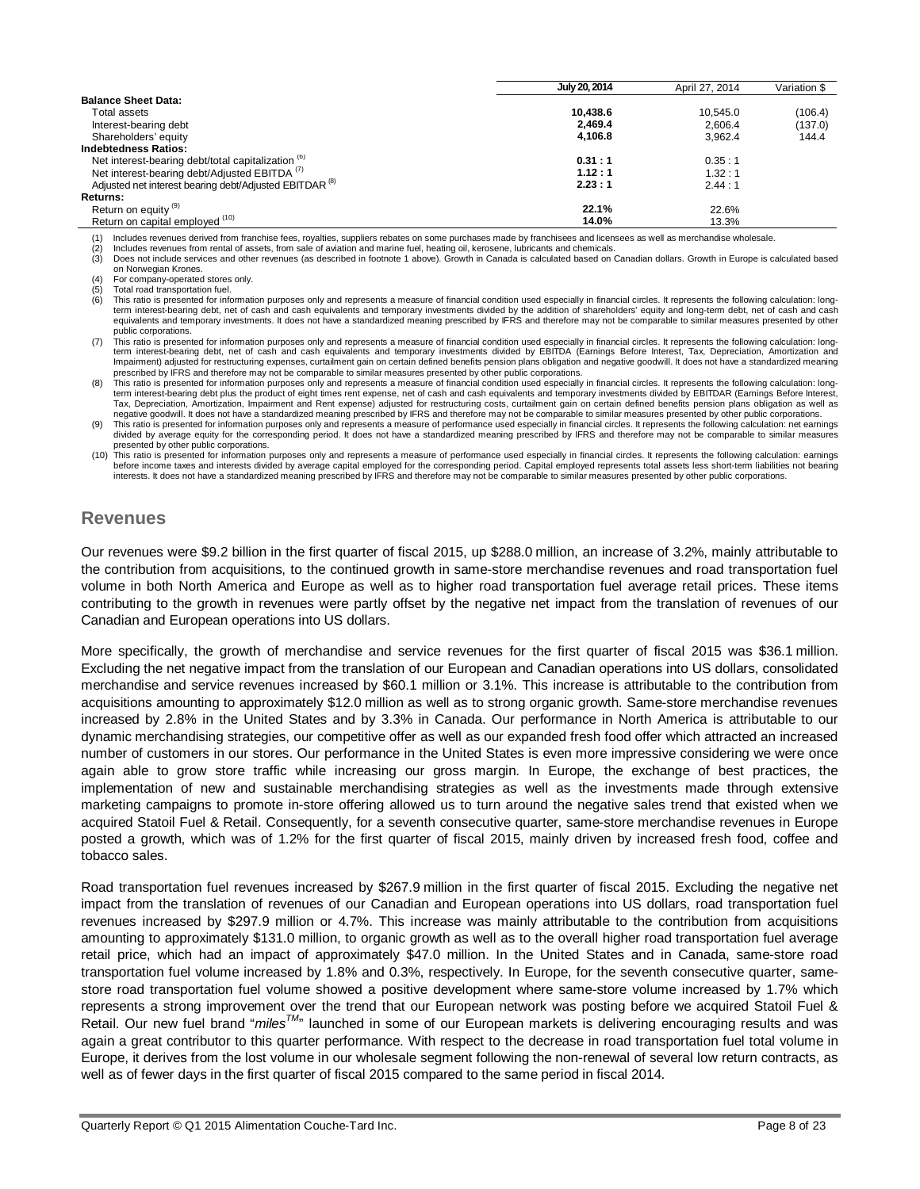| | July 20, 2014 | April 27, 2014 | Variation $ |
|---|---|---|---|
| **Balance Sheet Data:** | | | |
| Total assets | **10,438.6** | 10,545.0 | (106.4) |
| Interest-bearing debt | **2,469.4** | 2,606.4 | (137.0) |
| Shareholders' equity | **4,106.8** | 3,962.4 | 144.4 |
| **Indebtedness Ratios:** | | | |
| Net interest-bearing debt/total capitalization [(6)] | **0.31 : 1** | 0.35 : 1 | |
| Net interest-bearing debt/Adjusted EBITDA [(7)] | **1.12 : 1** | 1.32 : 1 | |
| Adjusted net interest bearing debt/Adjusted EBITDAR [(8)] | **2.23 : 1** | 2.44 : 1 | |
| **Returns:** | | | |
| Return on equity [(9)] | **22.1%** | 22.6% | |
| Return on capital employed [(10)] | **14.0%** | 13.3% | |

(1) Includes revenues derived from franchise fees, royalties, suppliers rebates on some purchases made by franchisees and licensees as well as merchandise wholesale.
(2) Includes revenues from rental of assets, from sale of aviation and marine fuel, heating oil, kerosene, lubricants and chemicals.
(3) Does not include services and other revenues (as described in footnote 1 above). Growth in Canada is calculated based on Canadian dollars. Growth in Europe is calculated based on Norwegian Krones.
(4) For company-operated stores only.
(5) Total road transportation fuel.
(6) This ratio is presented for information purposes only and represents a measure of financial condition used especially in financial circles. It represents the following calculation: long-term interest-bearing debt, net of cash and cash equivalents and temporary investments divided by the addition of shareholders' equity and long-term debt, net of cash and cash equivalents and temporary investments. It does not have a standardized meaning prescribed by IFRS and therefore may not be comparable to similar measures presented by other public corporations.
(7) This ratio is presented for information purposes only and represents a measure of financial condition used especially in financial circles. It represents the following calculation: long-term interest-bearing debt, net of cash and cash equivalents and temporary investments divided by EBITDA (Earnings Before Interest, Tax, Depreciation, Amortization and Impairment) adjusted for restructuring expenses, curtailment gain on certain defined benefits pension plans obligation and negative goodwill. It does not have a standardized meaning prescribed by IFRS and therefore may not be comparable to similar measures presented by other public corporations.
(8) This ratio is presented for information purposes only and represents a measure of financial condition used especially in financial circles. It represents the following calculation: long-term interest-bearing debt plus the product of eight times rent expense, net of cash and cash equivalents and temporary investments divided by EBITDAR (Earnings Before Interest, Tax, Depreciation, Amortization, Impairment and Rent expense) adjusted for restructuring costs, curtailment gain on certain defined benefits pension plans obligation as well as negative goodwill. It does not have a standardized meaning prescribed by IFRS and therefore may not be comparable to similar measures presented by other public corporations.
(9) This ratio is presented for information purposes only and represents a measure of performance used especially in financial circles. It represents the following calculation: net earnings divided by average equity for the corresponding period. It does not have a standardized meaning prescribed by IFRS and therefore may not be comparable to similar measures presented by other public corporations.
(10) This ratio is presented for information purposes only and represents a measure of performance used especially in financial circles. It represents the following calculation: earnings before income taxes and interests divided by average capital employed for the corresponding period. Capital employed represents total assets less short-term liabilities not bearing interests. It does not have a standardized meaning prescribed by IFRS and therefore may not be comparable to similar measures presented by other public corporations.

## Revenues

Our revenues were $9.2 billion in the first quarter of fiscal 2015, up $288.0 million, an increase of 3.2%, mainly attributable to the contribution from acquisitions, to the continued growth in same-store merchandise revenues and road transportation fuel volume in both North America and Europe as well as to higher road transportation fuel average retail prices. These items contributing to the growth in revenues were partly offset by the negative net impact from the translation of revenues of our Canadian and European operations into US dollars.

More specifically, the growth of merchandise and service revenues for the first quarter of fiscal 2015 was $36.1 million. Excluding the net negative impact from the translation of our European and Canadian operations into US dollars, consolidated merchandise and service revenues increased by $60.1 million or 3.1%. This increase is attributable to the contribution from acquisitions amounting to approximately $12.0 million as well as to strong organic growth. Same-store merchandise revenues increased by 2.8% in the United States and by 3.3% in Canada. Our performance in North America is attributable to our dynamic merchandising strategies, our competitive offer as well as our expanded fresh food offer which attracted an increased number of customers in our stores. Our performance in the United States is even more impressive considering we were once again able to grow store traffic while increasing our gross margin. In Europe, the exchange of best practices, the implementation of new and sustainable merchandising strategies as well as the investments made through extensive marketing campaigns to promote in-store offering allowed us to turn around the negative sales trend that existed when we acquired Statoil Fuel & Retail. Consequently, for a seventh consecutive quarter, same-store merchandise revenues in Europe posted a growth, which was of 1.2% for the first quarter of fiscal 2015, mainly driven by increased fresh food, coffee and tobacco sales.

Road transportation fuel revenues increased by $267.9 million in the first quarter of fiscal 2015. Excluding the negative net impact from the translation of revenues of our Canadian and European operations into US dollars, road transportation fuel revenues increased by $297.9 million or 4.7%. This increase was mainly attributable to the contribution from acquisitions amounting to approximately $131.0 million, to organic growth as well as to the overall higher road transportation fuel average retail price, which had an impact of approximately $47.0 million. In the United States and in Canada, same-store road transportation fuel volume increased by 1.8% and 0.3%, respectively. In Europe, for the seventh consecutive quarter, same-store road transportation fuel volume showed a positive development where same-store volume increased by 1.7% which represents a strong improvement over the trend that our European network was posting before we acquired Statoil Fuel & Retail. Our new fuel brand "*miles*™" launched in some of our European markets is delivering encouraging results and was again a great contributor to this quarter performance. With respect to the decrease in road transportation fuel total volume in Europe, it derives from the lost volume in our wholesale segment following the non-renewal of several low return contracts, as well as of fewer days in the first quarter of fiscal 2015 compared to the same period in fiscal 2014.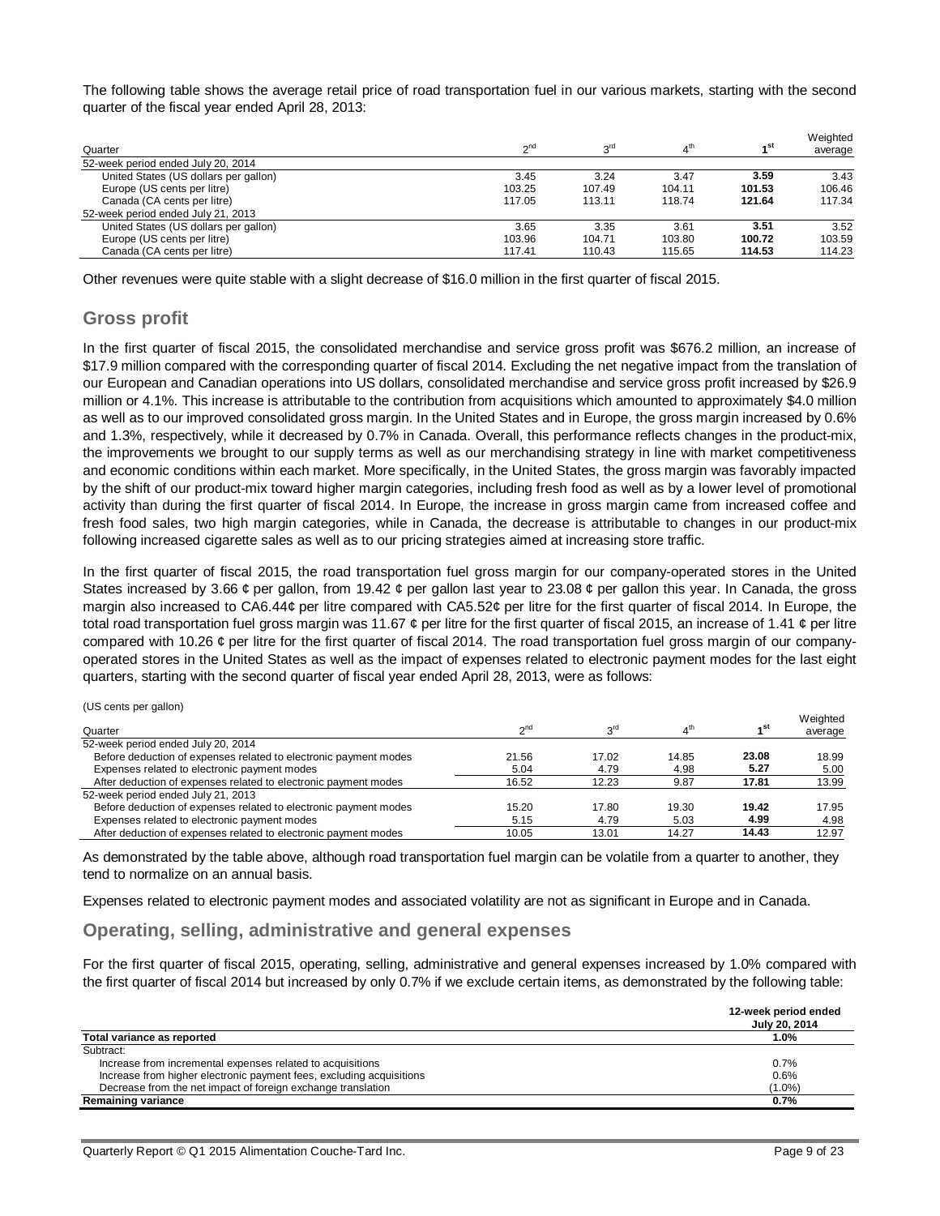The following table shows the average retail price of road transportation fuel in our various markets, starting with the second quarter of the fiscal year ended April 28, 2013:

| Quarter | 2nd | 3rd | 4th | 1st | Weighted average |
|---|---|---|---|---|---|
| 52-week period ended July 20, 2014 | | | | | |
| United States (US dollars per gallon) | 3.45 | 3.24 | 3.47 | **3.59** | 3.43 |
| Europe (US cents per litre) | 103.25 | 107.49 | 104.11 | **101.53** | 106.46 |
| Canada (CA cents per litre) | 117.05 | 113.11 | 118.74 | **121.64** | 117.34 |
| 52-week period ended July 21, 2013 | | | | | |
| United States (US dollars per gallon) | 3.65 | 3.35 | 3.61 | **3.51** | 3.52 |
| Europe (US cents per litre) | 103.96 | 104.71 | 103.80 | **100.72** | 103.59 |
| Canada (CA cents per litre) | 117.41 | 110.43 | 115.65 | **114.53** | 114.23 |

Other revenues were quite stable with a slight decrease of $16.0 million in the first quarter of fiscal 2015.

## Gross profit

In the first quarter of fiscal 2015, the consolidated merchandise and service gross profit was $676.2 million, an increase of $17.9 million compared with the corresponding quarter of fiscal 2014. Excluding the net negative impact from the translation of our European and Canadian operations into US dollars, consolidated merchandise and service gross profit increased by $26.9 million or 4.1%. This increase is attributable to the contribution from acquisitions which amounted to approximately $4.0 million as well as to our improved consolidated gross margin. In the United States and in Europe, the gross margin increased by 0.6% and 1.3%, respectively, while it decreased by 0.7% in Canada. Overall, this performance reflects changes in the product-mix, the improvements we brought to our supply terms as well as our merchandising strategy in line with market competitiveness and economic conditions within each market. More specifically, in the United States, the gross margin was favorably impacted by the shift of our product-mix toward higher margin categories, including fresh food as well as by a lower level of promotional activity than during the first quarter of fiscal 2014. In Europe, the increase in gross margin came from increased coffee and fresh food sales, two high margin categories, while in Canada, the decrease is attributable to changes in our product-mix following increased cigarette sales as well as to our pricing strategies aimed at increasing store traffic.

In the first quarter of fiscal 2015, the road transportation fuel gross margin for our company-operated stores in the United States increased by 3.66 ¢ per gallon, from 19.42 ¢ per gallon last year to 23.08 ¢ per gallon this year. In Canada, the gross margin also increased to CA6.44¢ per litre compared with CA5.52¢ per litre for the first quarter of fiscal 2014. In Europe, the total road transportation fuel gross margin was 11.67 ¢ per litre for the first quarter of fiscal 2015, an increase of 1.41 ¢ per litre compared with 10.26 ¢ per litre for the first quarter of fiscal 2014. The road transportation fuel gross margin of our company-operated stores in the United States as well as the impact of expenses related to electronic payment modes for the last eight quarters, starting with the second quarter of fiscal year ended April 28, 2013, were as follows:

(US cents per gallon)

| Quarter | 2nd | 3rd | 4th | 1st | Weighted average |
|---|---|---|---|---|---|
| 52-week period ended July 20, 2014 | | | | | |
| Before deduction of expenses related to electronic payment modes | 21.56 | 17.02 | 14.85 | **23.08** | 18.99 |
| Expenses related to electronic payment modes | 5.04 | 4.79 | 4.98 | **5.27** | 5.00 |
| After deduction of expenses related to electronic payment modes | 16.52 | 12.23 | 9.87 | **17.81** | 13.99 |
| 52-week period ended July 21, 2013 | | | | | |
| Before deduction of expenses related to electronic payment modes | 15.20 | 17.80 | 19.30 | **19.42** | 17.95 |
| Expenses related to electronic payment modes | 5.15 | 4.79 | 5.03 | **4.99** | 4.98 |
| After deduction of expenses related to electronic payment modes | 10.05 | 13.01 | 14.27 | **14.43** | 12.97 |

As demonstrated by the table above, although road transportation fuel margin can be volatile from a quarter to another, they tend to normalize on an annual basis.

Expenses related to electronic payment modes and associated volatility are not as significant in Europe and in Canada.

## Operating, selling, administrative and general expenses

For the first quarter of fiscal 2015, operating, selling, administrative and general expenses increased by 1.0% compared with the first quarter of fiscal 2014 but increased by only 0.7% if we exclude certain items, as demonstrated by the following table:

| | 12-week period ended July 20, 2014 |
|---|---|
| **Total variance as reported** | **1.0%** |
| Subtract: | |
| Increase from incremental expenses related to acquisitions | 0.7% |
| Increase from higher electronic payment fees, excluding acquisitions | 0.6% |
| Decrease from the net impact of foreign exchange translation | (1.0%) |
| **Remaining variance** | **0.7%** |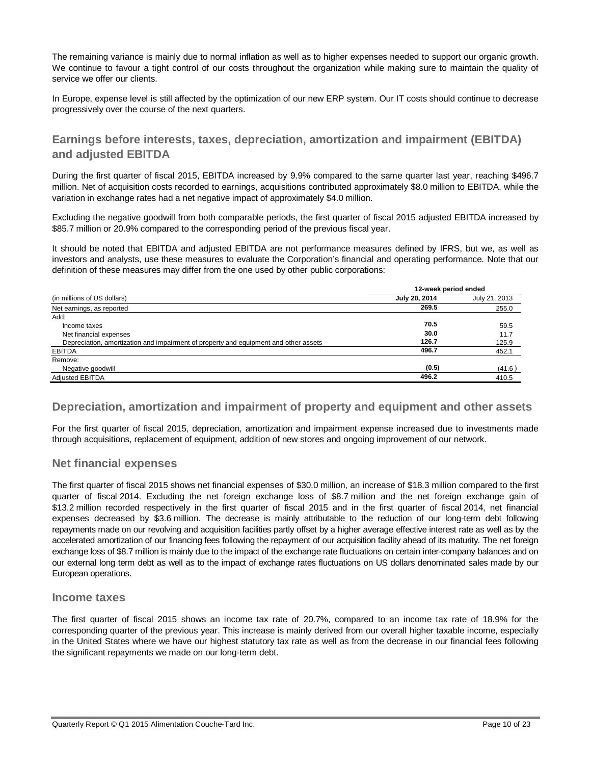The remaining variance is mainly due to normal inflation as well as to higher expenses needed to support our organic growth. We continue to favour a tight control of our costs throughout the organization while making sure to maintain the quality of service we offer our clients.

In Europe, expense level is still affected by the optimization of our new ERP system. Our IT costs should continue to decrease progressively over the course of the next quarters.

## Earnings before interests, taxes, depreciation, amortization and impairment (EBITDA) and adjusted EBITDA

During the first quarter of fiscal 2015, EBITDA increased by 9.9% compared to the same quarter last year, reaching $496.7 million. Net of acquisition costs recorded to earnings, acquisitions contributed approximately $8.0 million to EBITDA, while the variation in exchange rates had a net negative impact of approximately $4.0 million.

Excluding the negative goodwill from both comparable periods, the first quarter of fiscal 2015 adjusted EBITDA increased by $85.7 million or 20.9% compared to the corresponding period of the previous fiscal year.

It should be noted that EBITDA and adjusted EBITDA are not performance measures defined by IFRS, but we, as well as investors and analysts, use these measures to evaluate the Corporation's financial and operating performance. Note that our definition of these measures may differ from the one used by other public corporations:

| | 12-week period ended | |
|---|---|---|
| (in millions of US dollars) | **July 20, 2014** | July 21, 2013 |
| Net earnings, as reported | **269.5** | 255.0 |
| Add: | | |
| Income taxes | **70.5** | 59.5 |
| Net financial expenses | **30.0** | 11.7 |
| Depreciation, amortization and impairment of property and equipment and other assets | **126.7** | 125.9 |
| EBITDA | **496.7** | 452.1 |
| Remove: | | |
| Negative goodwill | **(0.5)** | (41.6) |
| Adjusted EBITDA | **496.2** | 410.5 |

## Depreciation, amortization and impairment of property and equipment and other assets

For the first quarter of fiscal 2015, depreciation, amortization and impairment expense increased due to investments made through acquisitions, replacement of equipment, addition of new stores and ongoing improvement of our network.

## Net financial expenses

The first quarter of fiscal 2015 shows net financial expenses of $30.0 million, an increase of $18.3 million compared to the first quarter of fiscal 2014. Excluding the net foreign exchange loss of $8.7 million and the net foreign exchange gain of $13.2 million recorded respectively in the first quarter of fiscal 2015 and in the first quarter of fiscal 2014, net financial expenses decreased by $3.6 million. The decrease is mainly attributable to the reduction of our long-term debt following repayments made on our revolving and acquisition facilities partly offset by a higher average effective interest rate as well as by the accelerated amortization of our financing fees following the repayment of our acquisition facility ahead of its maturity. The net foreign exchange loss of $8.7 million is mainly due to the impact of the exchange rate fluctuations on certain inter-company balances and on our external long term debt as well as to the impact of exchange rates fluctuations on US dollars denominated sales made by our European operations.

## Income taxes

The first quarter of fiscal 2015 shows an income tax rate of 20.7%, compared to an income tax rate of 18.9% for the corresponding quarter of the previous year. This increase is mainly derived from our overall higher taxable income, especially in the United States where we have our highest statutory tax rate as well as from the decrease in our financial fees following the significant repayments we made on our long-term debt.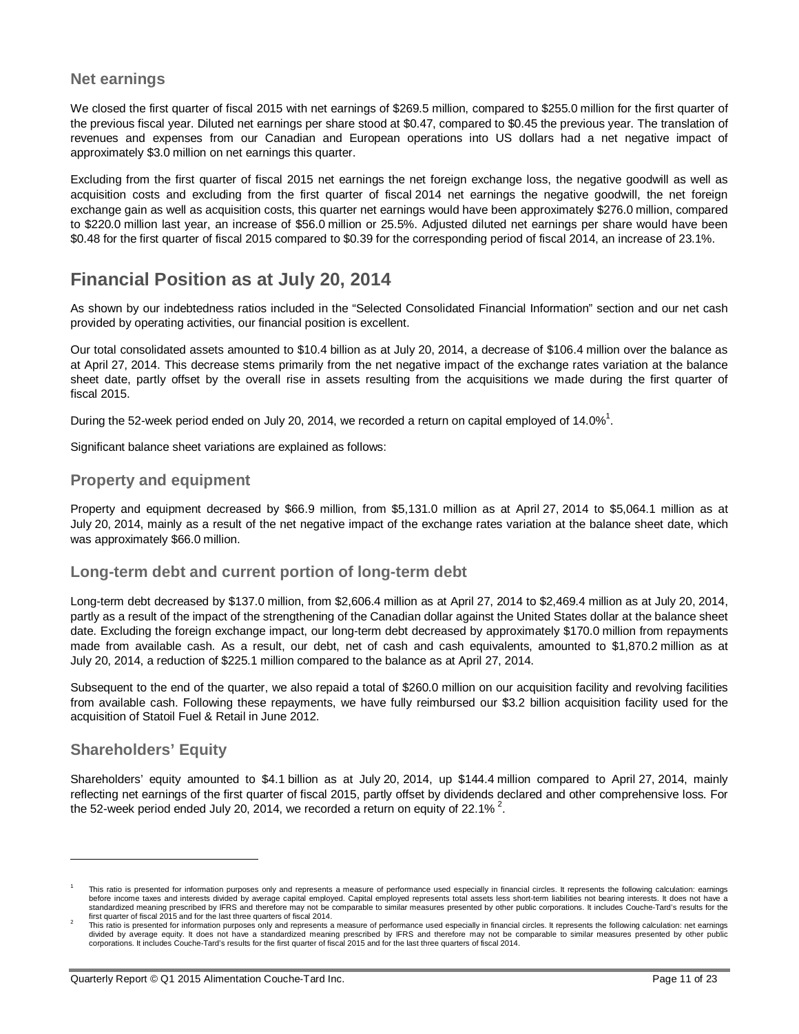### Net earnings

We closed the first quarter of fiscal 2015 with net earnings of $269.5 million, compared to $255.0 million for the first quarter of the previous fiscal year. Diluted net earnings per share stood at $0.47, compared to $0.45 the previous year. The translation of revenues and expenses from our Canadian and European operations into US dollars had a net negative impact of approximately $3.0 million on net earnings this quarter.

Excluding from the first quarter of fiscal 2015 net earnings the net foreign exchange loss, the negative goodwill as well as acquisition costs and excluding from the first quarter of fiscal 2014 net earnings the negative goodwill, the net foreign exchange gain as well as acquisition costs, this quarter net earnings would have been approximately $276.0 million, compared to $220.0 million last year, an increase of $56.0 million or 25.5%. Adjusted diluted net earnings per share would have been $0.48 for the first quarter of fiscal 2015 compared to $0.39 for the corresponding period of fiscal 2014, an increase of 23.1%.

## Financial Position as at July 20, 2014

As shown by our indebtedness ratios included in the "Selected Consolidated Financial Information" section and our net cash provided by operating activities, our financial position is excellent.

Our total consolidated assets amounted to $10.4 billion as at July 20, 2014, a decrease of $106.4 million over the balance as at April 27, 2014. This decrease stems primarily from the net negative impact of the exchange rates variation at the balance sheet date, partly offset by the overall rise in assets resulting from the acquisitions we made during the first quarter of fiscal 2015.

During the 52-week period ended on July 20, 2014, we recorded a return on capital employed of 14.0%[1].

Significant balance sheet variations are explained as follows:

### Property and equipment

Property and equipment decreased by $66.9 million, from $5,131.0 million as at April 27, 2014 to $5,064.1 million as at July 20, 2014, mainly as a result of the net negative impact of the exchange rates variation at the balance sheet date, which was approximately $66.0 million.

### Long-term debt and current portion of long-term debt

Long-term debt decreased by $137.0 million, from $2,606.4 million as at April 27, 2014 to $2,469.4 million as at July 20, 2014, partly as a result of the impact of the strengthening of the Canadian dollar against the United States dollar at the balance sheet date. Excluding the foreign exchange impact, our long-term debt decreased by approximately $170.0 million from repayments made from available cash. As a result, our debt, net of cash and cash equivalents, amounted to $1,870.2 million as at July 20, 2014, a reduction of $225.1 million compared to the balance as at April 27, 2014.

Subsequent to the end of the quarter, we also repaid a total of $260.0 million on our acquisition facility and revolving facilities from available cash. Following these repayments, we have fully reimbursed our $3.2 billion acquisition facility used for the acquisition of Statoil Fuel & Retail in June 2012.

### Shareholders' Equity

Shareholders' equity amounted to $4.1 billion as at July 20, 2014, up $144.4 million compared to April 27, 2014, mainly reflecting net earnings of the first quarter of fiscal 2015, partly offset by dividends declared and other comprehensive loss. For the 52-week period ended July 20, 2014, we recorded a return on equity of 22.1% [2].

---

[1] This ratio is presented for information purposes only and represents a measure of performance used especially in financial circles. It represents the following calculation: earnings before income taxes and interests divided by average capital employed. Capital employed represents total assets less short-term liabilities not bearing interests. It does not have a standardized meaning prescribed by IFRS and therefore may not be comparable to similar measures presented by other public corporations. It includes Couche-Tard's results for the first quarter of fiscal 2015 and for the last three quarters of fiscal 2014.

[2] This ratio is presented for information purposes only and represents a measure of performance used especially in financial circles. It represents the following calculation: net earnings divided by average equity. It does not have a standardized meaning prescribed by IFRS and therefore may not be comparable to similar measures presented by other public corporations. It includes Couche-Tard's results for the first quarter of fiscal 2015 and for the last three quarters of fiscal 2014.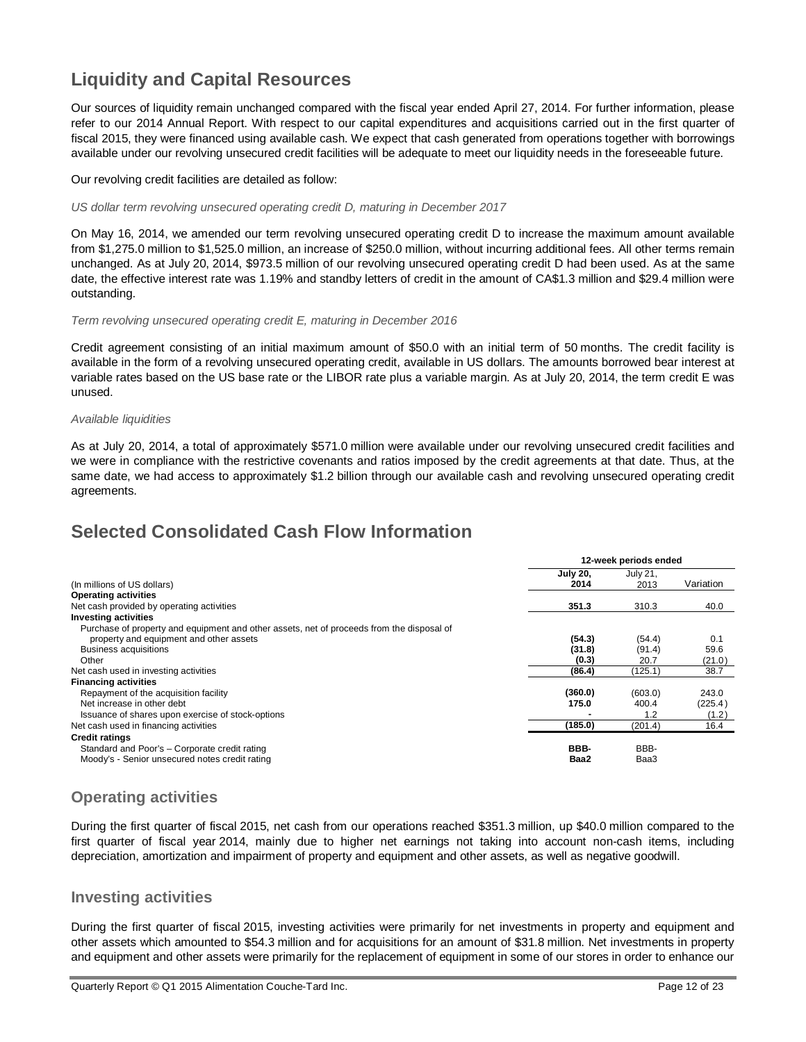## Liquidity and Capital Resources

Our sources of liquidity remain unchanged compared with the fiscal year ended April 27, 2014. For further information, please refer to our 2014 Annual Report. With respect to our capital expenditures and acquisitions carried out in the first quarter of fiscal 2015, they were financed using available cash. We expect that cash generated from operations together with borrowings available under our revolving unsecured credit facilities will be adequate to meet our liquidity needs in the foreseeable future.

Our revolving credit facilities are detailed as follow:

*US dollar term revolving unsecured operating credit D, maturing in December 2017*

On May 16, 2014, we amended our term revolving unsecured operating credit D to increase the maximum amount available from $1,275.0 million to $1,525.0 million, an increase of $250.0 million, without incurring additional fees. All other terms remain unchanged. As at July 20, 2014, $973.5 million of our revolving unsecured operating credit D had been used. As at the same date, the effective interest rate was 1.19% and standby letters of credit in the amount of CA$1.3 million and $29.4 million were outstanding.

*Term revolving unsecured operating credit E, maturing in December 2016*

Credit agreement consisting of an initial maximum amount of $50.0 with an initial term of 50 months. The credit facility is available in the form of a revolving unsecured operating credit, available in US dollars. The amounts borrowed bear interest at variable rates based on the US base rate or the LIBOR rate plus a variable margin. As at July 20, 2014, the term credit E was unused.

*Available liquidities*

As at July 20, 2014, a total of approximately $571.0 million were available under our revolving unsecured credit facilities and we were in compliance with the restrictive covenants and ratios imposed by the credit agreements at that date. Thus, at the same date, we had access to approximately $1.2 billion through our available cash and revolving unsecured operating credit agreements.

## Selected Consolidated Cash Flow Information

| | 12-week periods ended | | |
|---|---|---|---|
| (In millions of US dollars) | **July 20, 2014** | July 21, 2013 | Variation |
| **Operating activities** | | | |
| Net cash provided by operating activities | **351.3** | 310.3 | 40.0 |
| **Investing activities** | | | |
| Purchase of property and equipment and other assets, net of proceeds from the disposal of property and equipment and other assets | **(54.3)** | (54.4) | 0.1 |
| Business acquisitions | **(31.8)** | (91.4) | 59.6 |
| Other | **(0.3)** | 20.7 | (21.0) |
| Net cash used in investing activities | **(86.4)** | (125.1) | 38.7 |
| **Financing activities** | | | |
| Repayment of the acquisition facility | **(360.0)** | (603.0) | 243.0 |
| Net increase in other debt | **175.0** | 400.4 | (225.4) |
| Issuance of shares upon exercise of stock-options | **-** | 1.2 | (1.2) |
| Net cash used in financing activities | **(185.0)** | (201.4) | 16.4 |
| **Credit ratings** | | | |
| Standard and Poor's – Corporate credit rating | **BBB-** | BBB- | |
| Moody's - Senior unsecured notes credit rating | **Baa2** | Baa3 | |

### Operating activities

During the first quarter of fiscal 2015, net cash from our operations reached $351.3 million, up $40.0 million compared to the first quarter of fiscal year 2014, mainly due to higher net earnings not taking into account non-cash items, including depreciation, amortization and impairment of property and equipment and other assets, as well as negative goodwill.

### Investing activities

During the first quarter of fiscal 2015, investing activities were primarily for net investments in property and equipment and other assets which amounted to $54.3 million and for acquisitions for an amount of $31.8 million. Net investments in property and equipment and other assets were primarily for the replacement of equipment in some of our stores in order to enhance our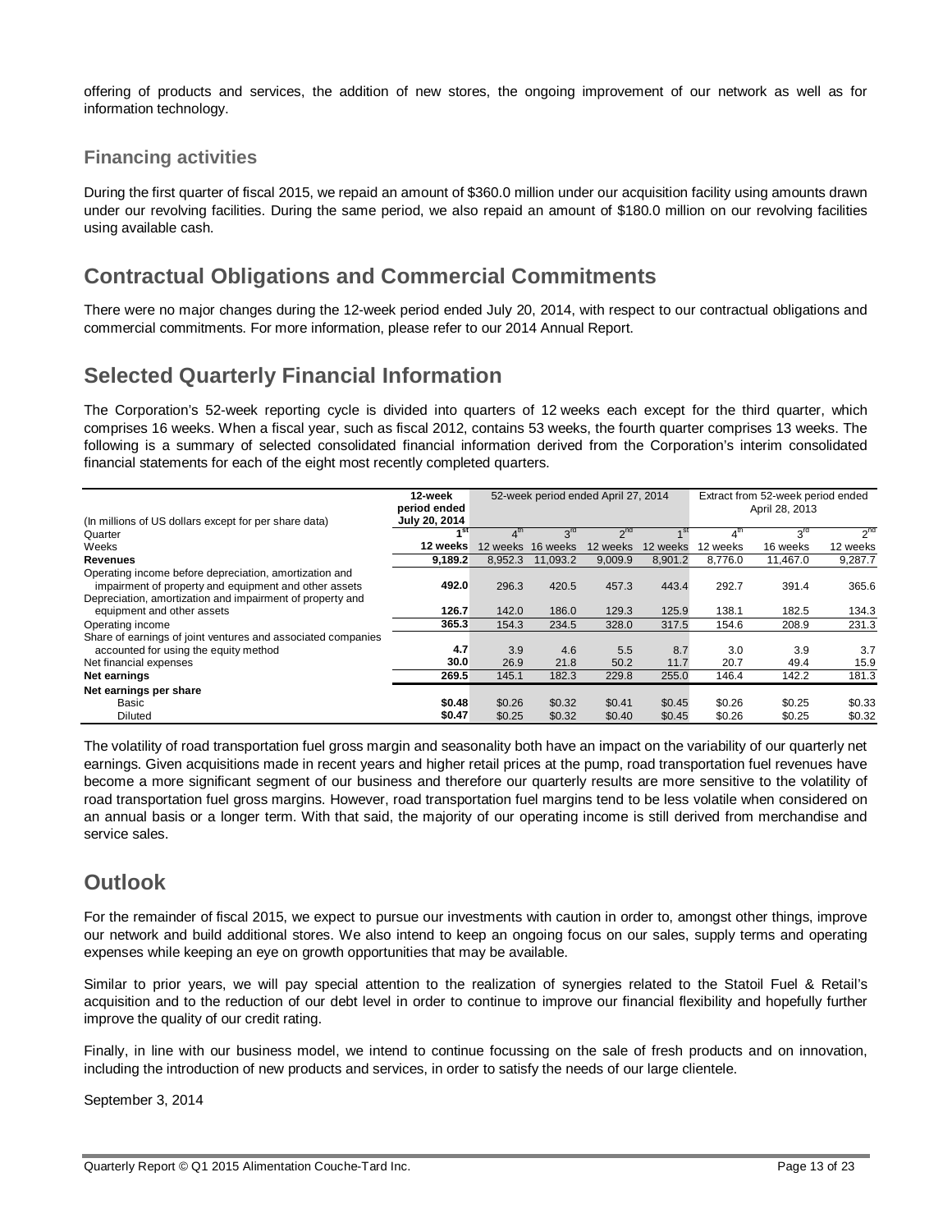offering of products and services, the addition of new stores, the ongoing improvement of our network as well as for information technology.

### Financing activities

During the first quarter of fiscal 2015, we repaid an amount of $360.0 million under our acquisition facility using amounts drawn under our revolving facilities. During the same period, we also repaid an amount of $180.0 million on our revolving facilities using available cash.

## Contractual Obligations and Commercial Commitments

There were no major changes during the 12-week period ended July 20, 2014, with respect to our contractual obligations and commercial commitments. For more information, please refer to our 2014 Annual Report.

## Selected Quarterly Financial Information

The Corporation's 52-week reporting cycle is divided into quarters of 12 weeks each except for the third quarter, which comprises 16 weeks. When a fiscal year, such as fiscal 2012, contains 53 weeks, the fourth quarter comprises 13 weeks. The following is a summary of selected consolidated financial information derived from the Corporation's interim consolidated financial statements for each of the eight most recently completed quarters.

| (In millions of US dollars except for per share data) | **12-week period ended July 20, 2014** | 52-week period ended April 27, 2014 | | | | Extract from 52-week period ended April 28, 2013 | | |
|---|---|---|---|---|---|---|---|---|
| Quarter | **1st** | 4th | 3rd | 2nd | 1st | 4th | 3rd | 2nd |
| Weeks | **12 weeks** | 12 weeks | 16 weeks | 12 weeks | 12 weeks | 12 weeks | 16 weeks | 12 weeks |
| **Revenues** | **9,189.2** | 8,952.3 | 11,093.2 | 9,009.9 | 8,901.2 | 8,776.0 | 11,467.0 | 9,287.7 |
| Operating income before depreciation, amortization and impairment of property and equipment and other assets | **492.0** | 296.3 | 420.5 | 457.3 | 443.4 | 292.7 | 391.4 | 365.6 |
| Depreciation, amortization and impairment of property and equipment and other assets | **126.7** | 142.0 | 186.0 | 129.3 | 125.9 | 138.1 | 182.5 | 134.3 |
| Operating income | **365.3** | 154.3 | 234.5 | 328.0 | 317.5 | 154.6 | 208.9 | 231.3 |
| Share of earnings of joint ventures and associated companies accounted for using the equity method | **4.7** | 3.9 | 4.6 | 5.5 | 8.7 | 3.0 | 3.9 | 3.7 |
| Net financial expenses | **30.0** | 26.9 | 21.8 | 50.2 | 11.7 | 20.7 | 49.4 | 15.9 |
| **Net earnings** | **269.5** | 145.1 | 182.3 | 229.8 | 255.0 | 146.4 | 142.2 | 181.3 |
| **Net earnings per share** | | | | | | | | |
| Basic | **$0.48** | $0.26 | $0.32 | $0.41 | $0.45 | $0.26 | $0.25 | $0.33 |
| Diluted | **$0.47** | $0.25 | $0.32 | $0.40 | $0.45 | $0.26 | $0.25 | $0.32 |

The volatility of road transportation fuel gross margin and seasonality both have an impact on the variability of our quarterly net earnings. Given acquisitions made in recent years and higher retail prices at the pump, road transportation fuel revenues have become a more significant segment of our business and therefore our quarterly results are more sensitive to the volatility of road transportation fuel gross margins. However, road transportation fuel margins tend to be less volatile when considered on an annual basis or a longer term. With that said, the majority of our operating income is still derived from merchandise and service sales.

## Outlook

For the remainder of fiscal 2015, we expect to pursue our investments with caution in order to, amongst other things, improve our network and build additional stores. We also intend to keep an ongoing focus on our sales, supply terms and operating expenses while keeping an eye on growth opportunities that may be available.

Similar to prior years, we will pay special attention to the realization of synergies related to the Statoil Fuel & Retail's acquisition and to the reduction of our debt level in order to continue to improve our financial flexibility and hopefully further improve the quality of our credit rating.

Finally, in line with our business model, we intend to continue focussing on the sale of fresh products and on innovation, including the introduction of new products and services, in order to satisfy the needs of our large clientele.

September 3, 2014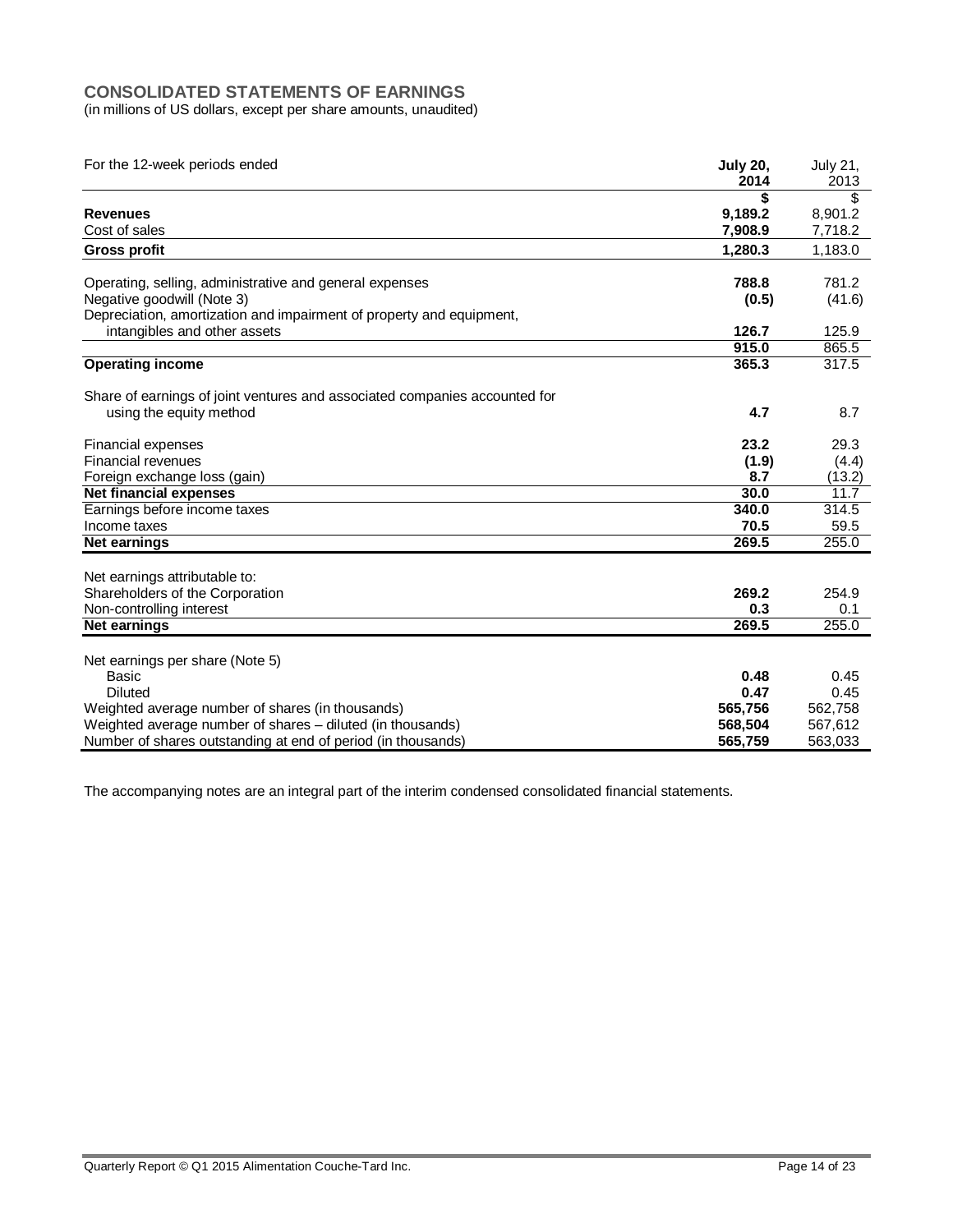## CONSOLIDATED STATEMENTS OF EARNINGS

(in millions of US dollars, except per share amounts, unaudited)

| For the 12-week periods ended | **July 20, 2014** | July 21, 2013 |
|---|---|---|
| | **$** | $ |
| **Revenues** | **9,189.2** | 8,901.2 |
| Cost of sales | **7,908.9** | 7,718.2 |
| **Gross profit** | **1,280.3** | 1,183.0 |
| Operating, selling, administrative and general expenses | **788.8** | 781.2 |
| Negative goodwill (Note 3) | **(0.5)** | (41.6) |
| Depreciation, amortization and impairment of property and equipment, intangibles and other assets | **126.7** | 125.9 |
| | **915.0** | 865.5 |
| **Operating income** | **365.3** | 317.5 |
| Share of earnings of joint ventures and associated companies accounted for using the equity method | **4.7** | 8.7 |
| Financial expenses | **23.2** | 29.3 |
| Financial revenues | **(1.9)** | (4.4) |
| Foreign exchange loss (gain) | **8.7** | (13.2) |
| **Net financial expenses** | **30.0** | 11.7 |
| Earnings before income taxes | **340.0** | 314.5 |
| Income taxes | **70.5** | 59.5 |
| **Net earnings** | **269.5** | 255.0 |
| Net earnings attributable to: | | |
| Shareholders of the Corporation | **269.2** | 254.9 |
| Non-controlling interest | **0.3** | 0.1 |
| **Net earnings** | **269.5** | 255.0 |
| Net earnings per share (Note 5) | | |
| Basic | **0.48** | 0.45 |
| Diluted | **0.47** | 0.45 |
| Weighted average number of shares (in thousands) | **565,756** | 562,758 |
| Weighted average number of shares – diluted (in thousands) | **568,504** | 567,612 |
| Number of shares outstanding at end of period (in thousands) | **565,759** | 563,033 |

The accompanying notes are an integral part of the interim condensed consolidated financial statements.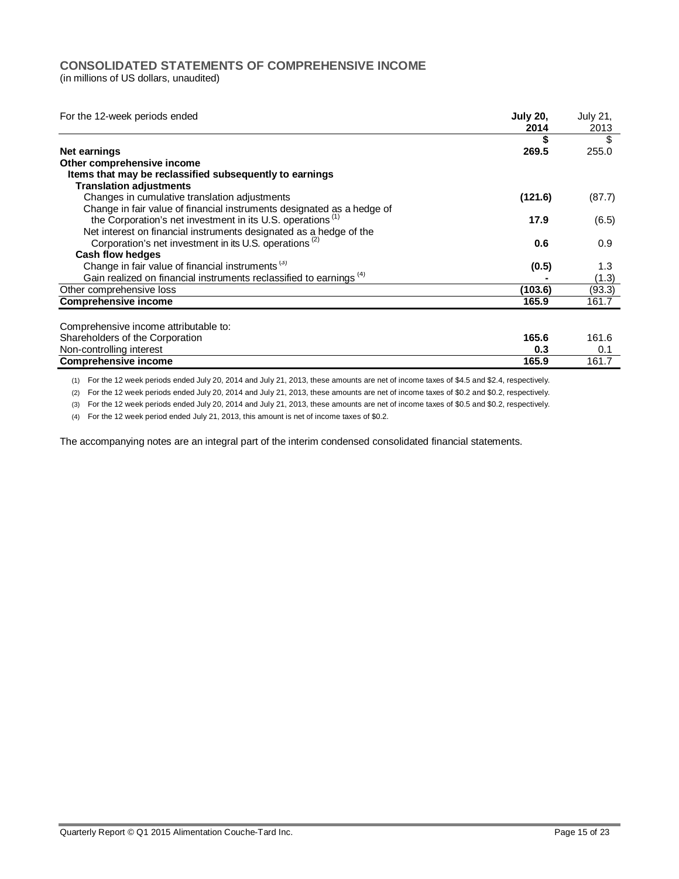## CONSOLIDATED STATEMENTS OF COMPREHENSIVE INCOME

(in millions of US dollars, unaudited)

| For the 12-week periods ended | **July 20, 2014** | July 21, 2013 |
|---|---|---|
| | **$** | $ |
| **Net earnings** | **269.5** | 255.0 |
| **Other comprehensive income** | | |
| **Items that may be reclassified subsequently to earnings** | | |
| **Translation adjustments** | | |
| Changes in cumulative translation adjustments | **(121.6)** | (87.7) |
| Change in fair value of financial instruments designated as a hedge of the Corporation's net investment in its U.S. operations (1) | **17.9** | (6.5) |
| Net interest on financial instruments designated as a hedge of the Corporation's net investment in its U.S. operations (2) | **0.6** | 0.9 |
| **Cash flow hedges** | | |
| Change in fair value of financial instruments (3) | **(0.5)** | 1.3 |
| Gain realized on financial instruments reclassified to earnings (4) | **-** | (1.3) |
| Other comprehensive loss | **(103.6)** | (93.3) |
| **Comprehensive income** | **165.9** | 161.7 |
| | | |
| Comprehensive income attributable to: | | |
| Shareholders of the Corporation | **165.6** | 161.6 |
| Non-controlling interest | **0.3** | 0.1 |
| **Comprehensive income** | **165.9** | 161.7 |

(1) For the 12 week periods ended July 20, 2014 and July 21, 2013, these amounts are net of income taxes of $4.5 and $2.4, respectively.

(2) For the 12 week periods ended July 20, 2014 and July 21, 2013, these amounts are net of income taxes of $0.2 and $0.2, respectively.

(3) For the 12 week periods ended July 20, 2014 and July 21, 2013, these amounts are net of income taxes of $0.5 and $0.2, respectively.

(4) For the 12 week period ended July 21, 2013, this amount is net of income taxes of $0.2.

The accompanying notes are an integral part of the interim condensed consolidated financial statements.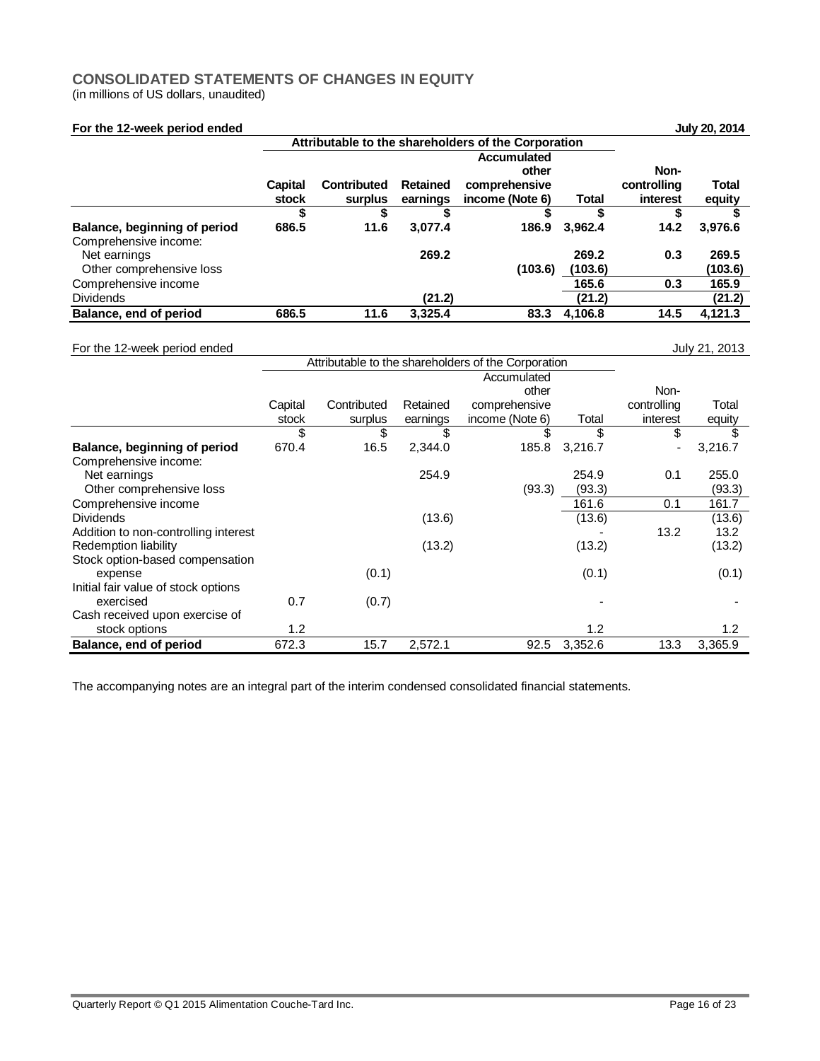## CONSOLIDATED STATEMENTS OF CHANGES IN EQUITY

(in millions of US dollars, unaudited)

**For the 12-week period ended July 20, 2014**

| | Attributable to the shareholders of the Corporation | | | | | | |
|---|---|---|---|---|---|---|---|
| | **Capital stock** | **Contributed surplus** | **Retained earnings** | **Accumulated other comprehensive income (Note 6)** | **Total** | **Non-controlling interest** | **Total equity** |
| | **$** | **$** | **$** | **$** | **$** | **$** | **$** |
| **Balance, beginning of period** | **686.5** | **11.6** | **3,077.4** | **186.9** | **3,962.4** | **14.2** | **3,976.6** |
| Comprehensive income: | | | | | | | |
| Net earnings | | | **269.2** | | **269.2** | **0.3** | **269.5** |
| Other comprehensive loss | | | | **(103.6)** | **(103.6)** | | **(103.6)** |
| Comprehensive income | | | | | **165.6** | **0.3** | **165.9** |
| Dividends | | | **(21.2)** | | **(21.2)** | | **(21.2)** |
| **Balance, end of period** | **686.5** | **11.6** | **3,325.4** | **83.3** | **4,106.8** | **14.5** | **4,121.3** |

For the 12-week period ended July 21, 2013

| | Attributable to the shareholders of the Corporation | | | | | | |
|---|---|---|---|---|---|---|---|
| | Capital stock | Contributed surplus | Retained earnings | Accumulated other comprehensive income (Note 6) | Total | Non-controlling interest | Total equity |
| | $ | $ | $ | $ | $ | $ | $ |
| **Balance, beginning of period** | 670.4 | 16.5 | 2,344.0 | 185.8 | 3,216.7 | - | 3,216.7 |
| Comprehensive income: | | | | | | | |
| Net earnings | | | 254.9 | | 254.9 | 0.1 | 255.0 |
| Other comprehensive loss | | | | (93.3) | (93.3) | | (93.3) |
| Comprehensive income | | | | | 161.6 | 0.1 | 161.7 |
| Dividends | | | (13.6) | | (13.6) | | (13.6) |
| Addition to non-controlling interest | | | | | - | 13.2 | 13.2 |
| Redemption liability | | | (13.2) | | (13.2) | | (13.2) |
| Stock option-based compensation expense | | (0.1) | | | (0.1) | | (0.1) |
| Initial fair value of stock options exercised | 0.7 | (0.7) | | | - | | - |
| Cash received upon exercise of stock options | 1.2 | | | | 1.2 | | 1.2 |
| **Balance, end of period** | 672.3 | 15.7 | 2,572.1 | 92.5 | 3,352.6 | 13.3 | 3,365.9 |

The accompanying notes are an integral part of the interim condensed consolidated financial statements.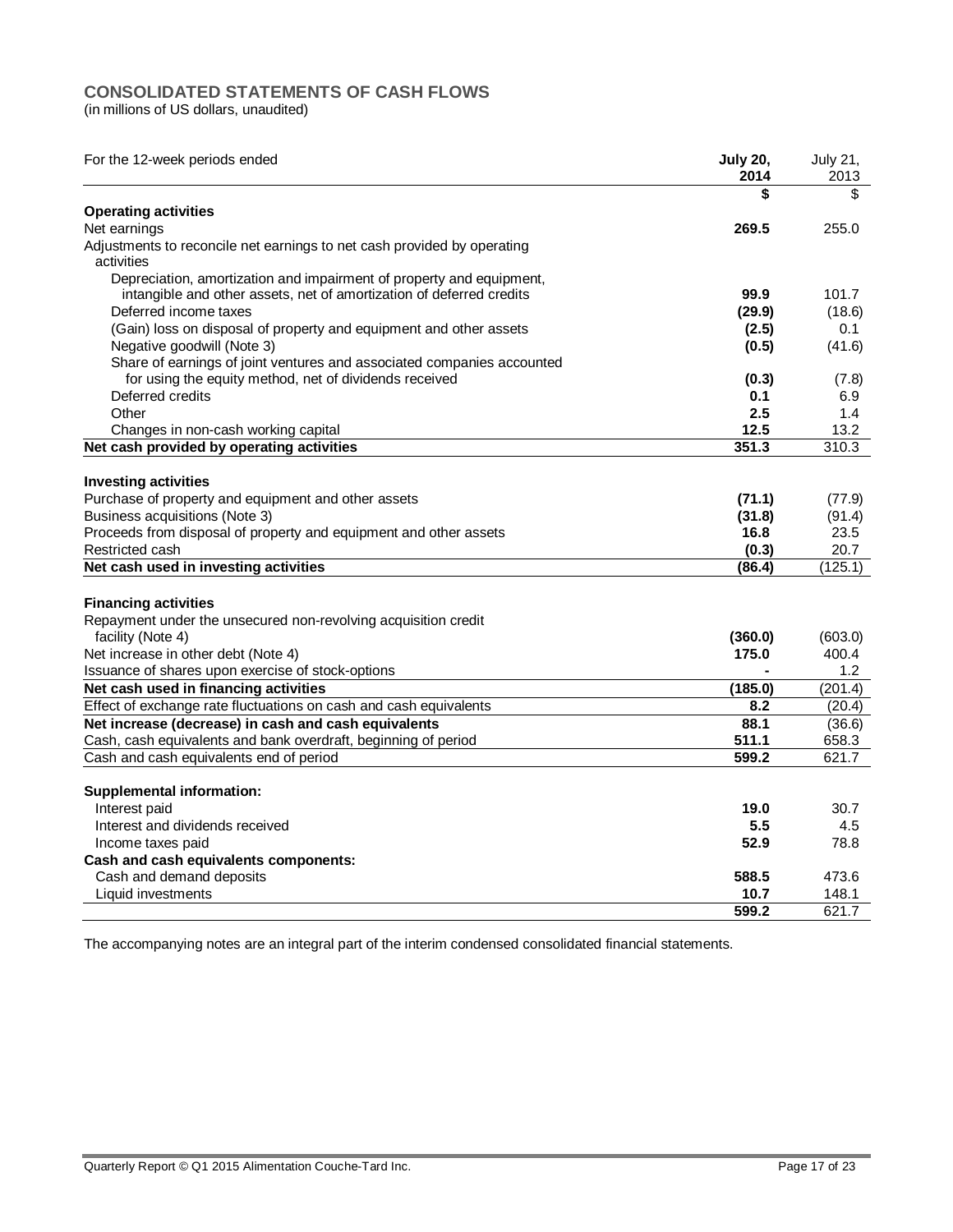## CONSOLIDATED STATEMENTS OF CASH FLOWS

(in millions of US dollars, unaudited)

| For the 12-week periods ended | **July 20, 2014** | July 21, 2013 |
|---|---|---|
| | **$** | $ |
| **Operating activities** | | |
| Net earnings | **269.5** | 255.0 |
| Adjustments to reconcile net earnings to net cash provided by operating activities | | |
| Depreciation, amortization and impairment of property and equipment, intangible and other assets, net of amortization of deferred credits | **99.9** | 101.7 |
| Deferred income taxes | **(29.9)** | (18.6) |
| (Gain) loss on disposal of property and equipment and other assets | **(2.5)** | 0.1 |
| Negative goodwill (Note 3) | **(0.5)** | (41.6) |
| Share of earnings of joint ventures and associated companies accounted for using the equity method, net of dividends received | **(0.3)** | (7.8) |
| Deferred credits | **0.1** | 6.9 |
| Other | **2.5** | 1.4 |
| Changes in non-cash working capital | **12.5** | 13.2 |
| **Net cash provided by operating activities** | **351.3** | 310.3 |
| **Investing activities** | | |
| Purchase of property and equipment and other assets | **(71.1)** | (77.9) |
| Business acquisitions (Note 3) | **(31.8)** | (91.4) |
| Proceeds from disposal of property and equipment and other assets | **16.8** | 23.5 |
| Restricted cash | **(0.3)** | 20.7 |
| **Net cash used in investing activities** | **(86.4)** | (125.1) |
| **Financing activities** | | |
| Repayment under the unsecured non-revolving acquisition credit facility (Note 4) | **(360.0)** | (603.0) |
| Net increase in other debt (Note 4) | **175.0** | 400.4 |
| Issuance of shares upon exercise of stock-options | **-** | 1.2 |
| **Net cash used in financing activities** | **(185.0)** | (201.4) |
| Effect of exchange rate fluctuations on cash and cash equivalents | **8.2** | (20.4) |
| **Net increase (decrease) in cash and cash equivalents** | **88.1** | (36.6) |
| Cash, cash equivalents and bank overdraft, beginning of period | **511.1** | 658.3 |
| Cash and cash equivalents end of period | **599.2** | 621.7 |
| **Supplemental information:** | | |
| Interest paid | **19.0** | 30.7 |
| Interest and dividends received | **5.5** | 4.5 |
| Income taxes paid | **52.9** | 78.8 |
| **Cash and cash equivalents components:** | | |
| Cash and demand deposits | **588.5** | 473.6 |
| Liquid investments | **10.7** | 148.1 |
| | **599.2** | 621.7 |

The accompanying notes are an integral part of the interim condensed consolidated financial statements.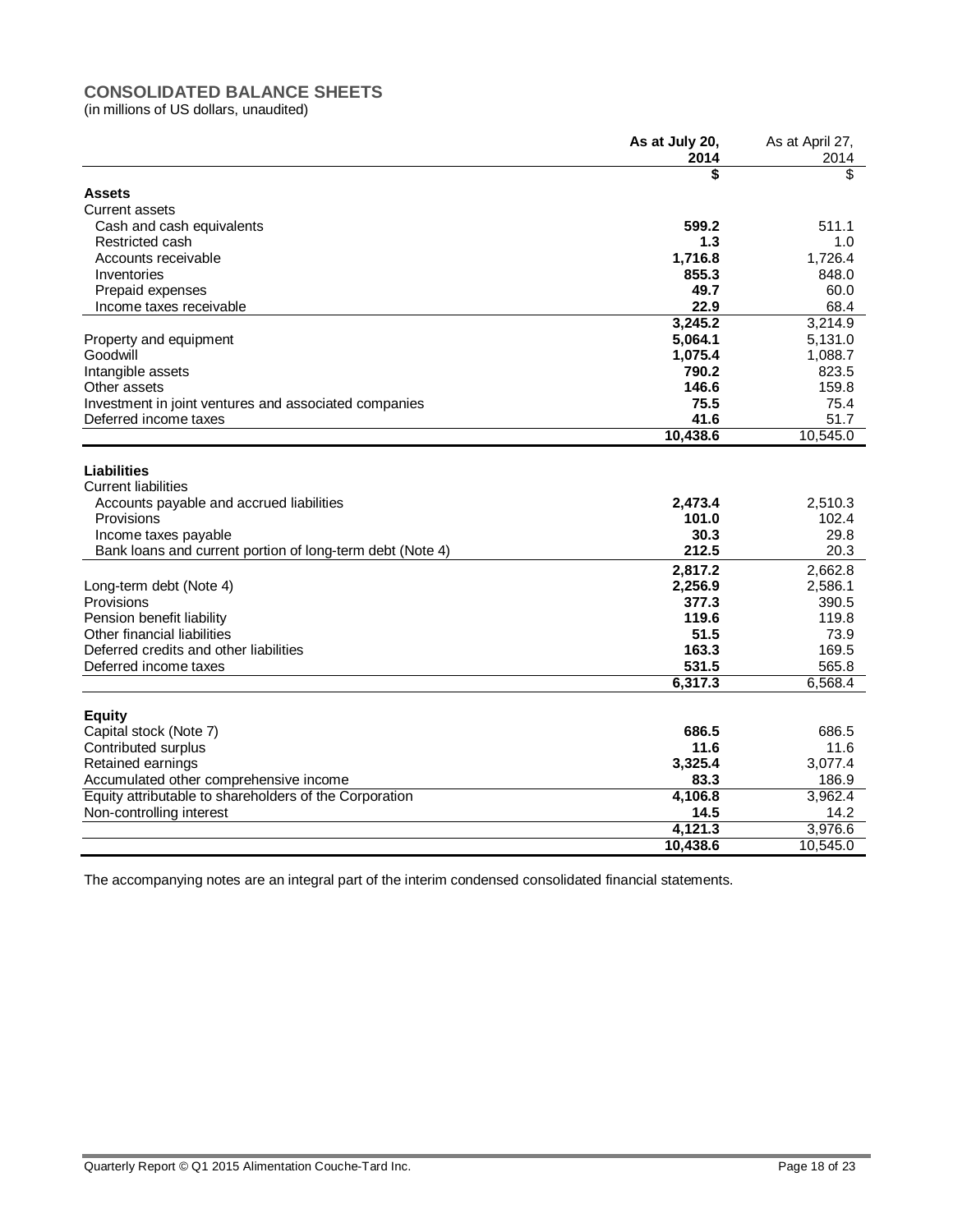## CONSOLIDATED BALANCE SHEETS

(in millions of US dollars, unaudited)

| | As at July 20, 2014 | As at April 27, 2014 |
|---|---|---|
| | **$** | $ |
| **Assets** | | |
| Current assets | | |
| Cash and cash equivalents | **599.2** | 511.1 |
| Restricted cash | **1.3** | 1.0 |
| Accounts receivable | **1,716.8** | 1,726.4 |
| Inventories | **855.3** | 848.0 |
| Prepaid expenses | **49.7** | 60.0 |
| Income taxes receivable | **22.9** | 68.4 |
| | **3,245.2** | 3,214.9 |
| Property and equipment | **5,064.1** | 5,131.0 |
| Goodwill | **1,075.4** | 1,088.7 |
| Intangible assets | **790.2** | 823.5 |
| Other assets | **146.6** | 159.8 |
| Investment in joint ventures and associated companies | **75.5** | 75.4 |
| Deferred income taxes | **41.6** | 51.7 |
| | **10,438.6** | 10,545.0 |
| **Liabilities** | | |
| Current liabilities | | |
| Accounts payable and accrued liabilities | **2,473.4** | 2,510.3 |
| Provisions | **101.0** | 102.4 |
| Income taxes payable | **30.3** | 29.8 |
| Bank loans and current portion of long-term debt (Note 4) | **212.5** | 20.3 |
| | **2,817.2** | 2,662.8 |
| Long-term debt (Note 4) | **2,256.9** | 2,586.1 |
| Provisions | **377.3** | 390.5 |
| Pension benefit liability | **119.6** | 119.8 |
| Other financial liabilities | **51.5** | 73.9 |
| Deferred credits and other liabilities | **163.3** | 169.5 |
| Deferred income taxes | **531.5** | 565.8 |
| | **6,317.3** | 6,568.4 |
| **Equity** | | |
| Capital stock (Note 7) | **686.5** | 686.5 |
| Contributed surplus | **11.6** | 11.6 |
| Retained earnings | **3,325.4** | 3,077.4 |
| Accumulated other comprehensive income | **83.3** | 186.9 |
| Equity attributable to shareholders of the Corporation | **4,106.8** | 3,962.4 |
| Non-controlling interest | **14.5** | 14.2 |
| | **4,121.3** | 3,976.6 |
| | **10,438.6** | 10,545.0 |

The accompanying notes are an integral part of the interim condensed consolidated financial statements.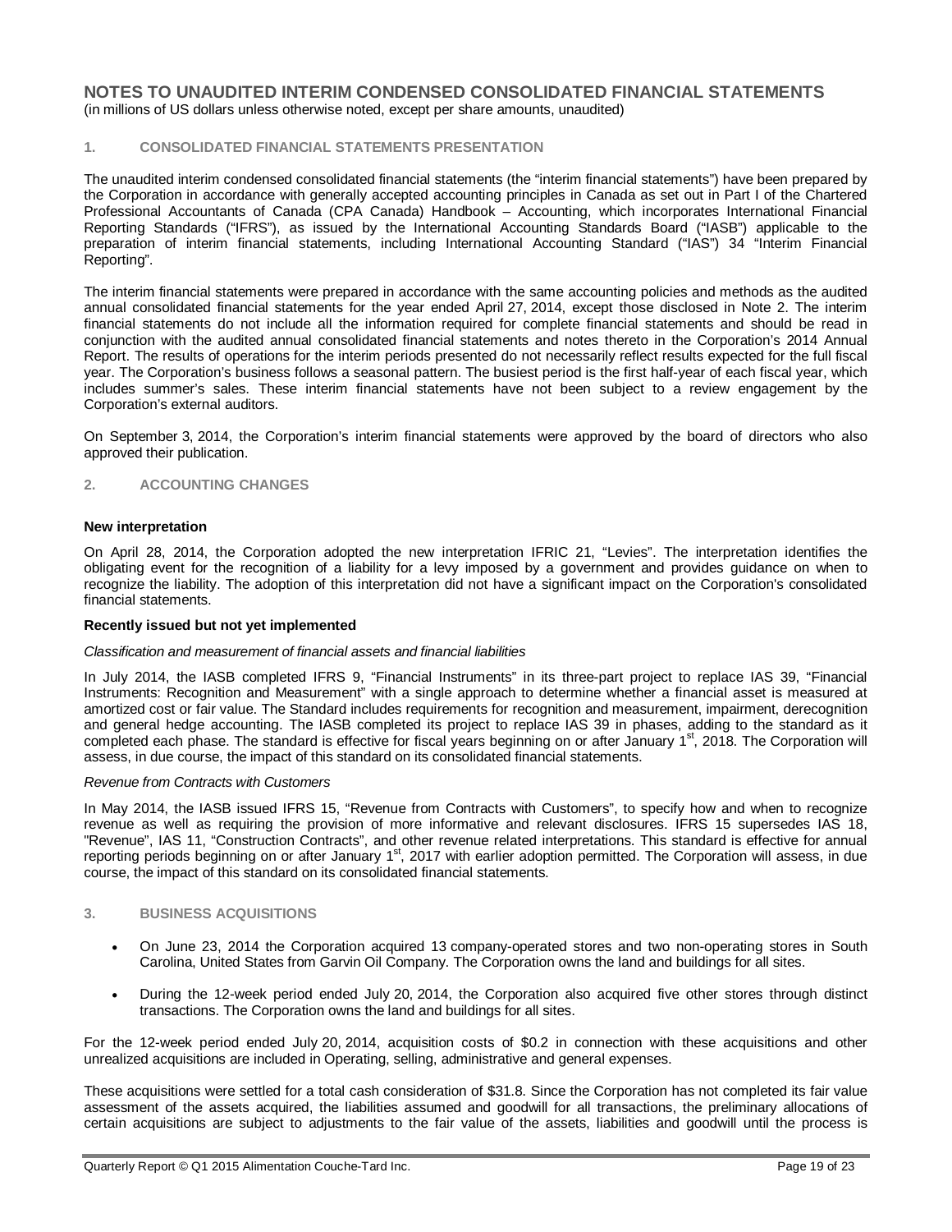# NOTES TO UNAUDITED INTERIM CONDENSED CONSOLIDATED FINANCIAL STATEMENTS

(in millions of US dollars unless otherwise noted, except per share amounts, unaudited)

## 1. CONSOLIDATED FINANCIAL STATEMENTS PRESENTATION

The unaudited interim condensed consolidated financial statements (the "interim financial statements") have been prepared by the Corporation in accordance with generally accepted accounting principles in Canada as set out in Part I of the Chartered Professional Accountants of Canada (CPA Canada) Handbook – Accounting, which incorporates International Financial Reporting Standards ("IFRS"), as issued by the International Accounting Standards Board ("IASB") applicable to the preparation of interim financial statements, including International Accounting Standard ("IAS") 34 "Interim Financial Reporting".

The interim financial statements were prepared in accordance with the same accounting policies and methods as the audited annual consolidated financial statements for the year ended April 27, 2014, except those disclosed in Note 2. The interim financial statements do not include all the information required for complete financial statements and should be read in conjunction with the audited annual consolidated financial statements and notes thereto in the Corporation's 2014 Annual Report. The results of operations for the interim periods presented do not necessarily reflect results expected for the full fiscal year. The Corporation's business follows a seasonal pattern. The busiest period is the first half-year of each fiscal year, which includes summer's sales. These interim financial statements have not been subject to a review engagement by the Corporation's external auditors.

On September 3, 2014, the Corporation's interim financial statements were approved by the board of directors who also approved their publication.

## 2. ACCOUNTING CHANGES

**New interpretation**

On April 28, 2014, the Corporation adopted the new interpretation IFRIC 21, "Levies". The interpretation identifies the obligating event for the recognition of a liability for a levy imposed by a government and provides guidance on when to recognize the liability. The adoption of this interpretation did not have a significant impact on the Corporation's consolidated financial statements.

**Recently issued but not yet implemented**

*Classification and measurement of financial assets and financial liabilities*

In July 2014, the IASB completed IFRS 9, "Financial Instruments" in its three-part project to replace IAS 39, "Financial Instruments: Recognition and Measurement" with a single approach to determine whether a financial asset is measured at amortized cost or fair value. The Standard includes requirements for recognition and measurement, impairment, derecognition and general hedge accounting. The IASB completed its project to replace IAS 39 in phases, adding to the standard as it completed each phase. The standard is effective for fiscal years beginning on or after January 1st, 2018. The Corporation will assess, in due course, the impact of this standard on its consolidated financial statements.

*Revenue from Contracts with Customers*

In May 2014, the IASB issued IFRS 15, "Revenue from Contracts with Customers", to specify how and when to recognize revenue as well as requiring the provision of more informative and relevant disclosures. IFRS 15 supersedes IAS 18, "Revenue", IAS 11, "Construction Contracts", and other revenue related interpretations. This standard is effective for annual reporting periods beginning on or after January 1st, 2017 with earlier adoption permitted. The Corporation will assess, in due course, the impact of this standard on its consolidated financial statements.

## 3. BUSINESS ACQUISITIONS

- On June 23, 2014 the Corporation acquired 13 company-operated stores and two non-operating stores in South Carolina, United States from Garvin Oil Company. The Corporation owns the land and buildings for all sites.
- During the 12-week period ended July 20, 2014, the Corporation also acquired five other stores through distinct transactions. The Corporation owns the land and buildings for all sites.

For the 12-week period ended July 20, 2014, acquisition costs of $0.2 in connection with these acquisitions and other unrealized acquisitions are included in Operating, selling, administrative and general expenses.

These acquisitions were settled for a total cash consideration of $31.8. Since the Corporation has not completed its fair value assessment of the assets acquired, the liabilities assumed and goodwill for all transactions, the preliminary allocations of certain acquisitions are subject to adjustments to the fair value of the assets, liabilities and goodwill until the process is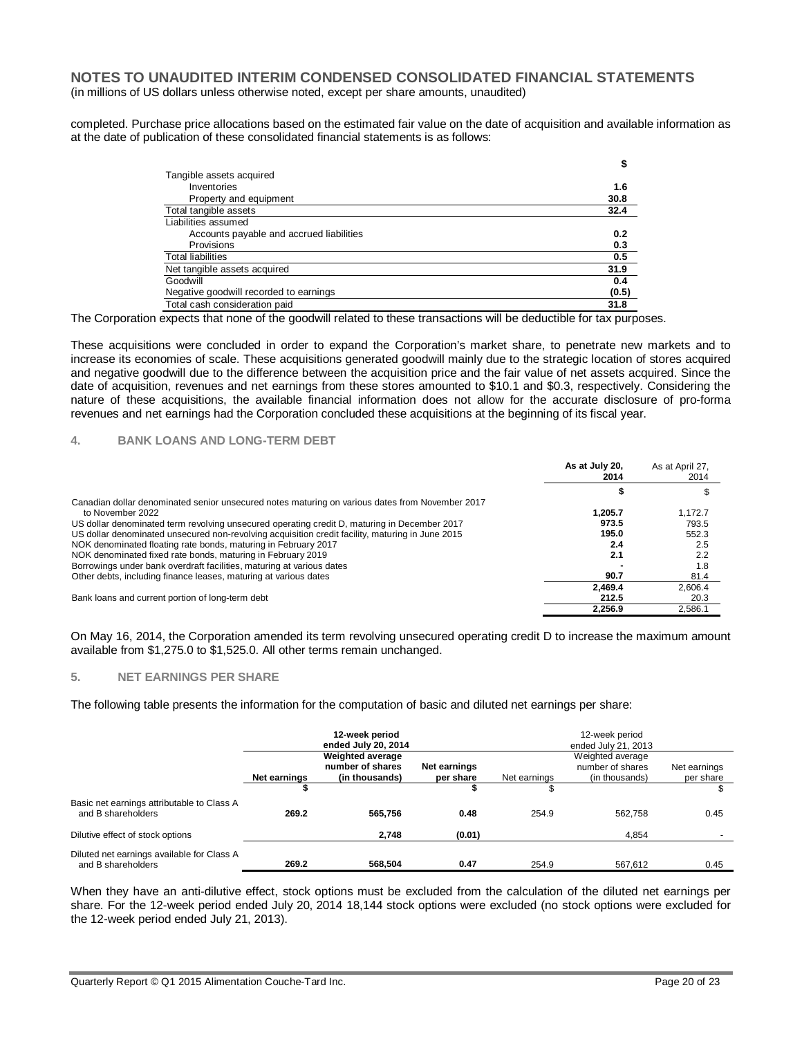## NOTES TO UNAUDITED INTERIM CONDENSED CONSOLIDATED FINANCIAL STATEMENTS

(in millions of US dollars unless otherwise noted, except per share amounts, unaudited)

completed. Purchase price allocations based on the estimated fair value on the date of acquisition and available information as at the date of publication of these consolidated financial statements is as follows:

| | $ |
|---|---|
| Tangible assets acquired | |
| Inventories | **1.6** |
| Property and equipment | **30.8** |
| Total tangible assets | **32.4** |
| Liabilities assumed | |
| Accounts payable and accrued liabilities | **0.2** |
| Provisions | **0.3** |
| Total liabilities | **0.5** |
| Net tangible assets acquired | **31.9** |
| Goodwill | **0.4** |
| Negative goodwill recorded to earnings | **(0.5)** |
| Total cash consideration paid | **31.8** |

The Corporation expects that none of the goodwill related to these transactions will be deductible for tax purposes.

These acquisitions were concluded in order to expand the Corporation's market share, to penetrate new markets and to increase its economies of scale. These acquisitions generated goodwill mainly due to the strategic location of stores acquired and negative goodwill due to the difference between the acquisition price and the fair value of net assets acquired. Since the date of acquisition, revenues and net earnings from these stores amounted to $10.1 and $0.3, respectively. Considering the nature of these acquisitions, the available financial information does not allow for the accurate disclosure of pro-forma revenues and net earnings had the Corporation concluded these acquisitions at the beginning of its fiscal year.

### 4. BANK LOANS AND LONG-TERM DEBT

| | **As at July 20, 2014** | As at April 27, 2014 |
|---|---|---|
| | **$** | $ |
| Canadian dollar denominated senior unsecured notes maturing on various dates from November 2017 to November 2022 | **1,205.7** | 1,172.7 |
| US dollar denominated term revolving unsecured operating credit D, maturing in December 2017 | **973.5** | 793.5 |
| US dollar denominated unsecured non-revolving acquisition credit facility, maturing in June 2015 | **195.0** | 552.3 |
| NOK denominated floating rate bonds, maturing in February 2017 | **2.4** | 2.5 |
| NOK denominated fixed rate bonds, maturing in February 2019 | **2.1** | 2.2 |
| Borrowings under bank overdraft facilities, maturing at various dates | **-** | 1.8 |
| Other debts, including finance leases, maturing at various dates | **90.7** | 81.4 |
| | **2,469.4** | 2,606.4 |
| Bank loans and current portion of long-term debt | **212.5** | 20.3 |
| | **2,256.9** | 2,586.1 |

On May 16, 2014, the Corporation amended its term revolving unsecured operating credit D to increase the maximum amount available from $1,275.0 to $1,525.0. All other terms remain unchanged.

### 5. NET EARNINGS PER SHARE

The following table presents the information for the computation of basic and diluted net earnings per share:

| | **12-week period ended July 20, 2014** | | | 12-week period ended July 21, 2013 | | |
|---|---|---|---|---|---|---|
| | **Net earnings** | **Weighted average number of shares (in thousands)** | **Net earnings per share** | Net earnings | Weighted average number of shares (in thousands) | Net earnings per share |
| | **$** | | **$** | $ | | $ |
| Basic net earnings attributable to Class A and B shareholders | **269.2** | **565,756** | **0.48** | 254.9 | 562,758 | 0.45 |
| Dilutive effect of stock options | | **2,748** | **(0.01)** | | 4,854 | - |
| Diluted net earnings available for Class A and B shareholders | **269.2** | **568,504** | **0.47** | 254.9 | 567,612 | 0.45 |

When they have an anti-dilutive effect, stock options must be excluded from the calculation of the diluted net earnings per share. For the 12-week period ended July 20, 2014 18,144 stock options were excluded (no stock options were excluded for the 12-week period ended July 21, 2013).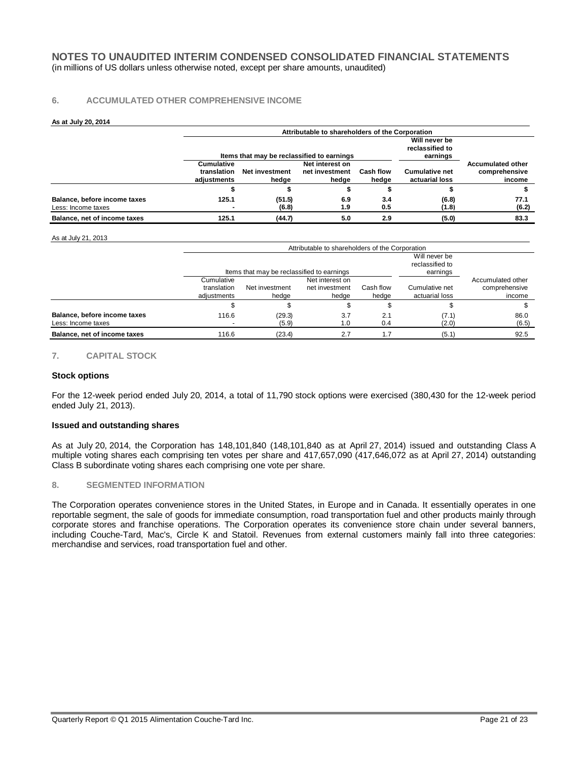## 6. ACCUMULATED OTHER COMPREHENSIVE INCOME

**As at July 20, 2014**

| | Attributable to shareholders of the Corporation | | | | | |
|---|---|---|---|---|---|---|
| | Items that may be reclassified to earnings | | | | Will never be reclassified to earnings | |
| | Cumulative translation adjustments | Net investment hedge | Net interest on net investment hedge | Cash flow hedge | Cumulative net actuarial loss | Accumulated other comprehensive income |
| | $ | $ | $ | $ | $ | $ |
| **Balance, before income taxes** | **125.1** | **(51.5)** | **6.9** | **3.4** | **(6.8)** | **77.1** |
| Less: Income taxes | **-** | **(6.8)** | **1.9** | **0.5** | **(1.8)** | **(6.2)** |
| **Balance, net of income taxes** | **125.1** | **(44.7)** | **5.0** | **2.9** | **(5.0)** | **83.3** |

As at July 21, 2013

| | Attributable to shareholders of the Corporation | | | | | |
|---|---|---|---|---|---|---|
| | Items that may be reclassified to earnings | | | | Will never be reclassified to earnings | |
| | Cumulative translation adjustments | Net investment hedge | Net interest on net investment hedge | Cash flow hedge | Cumulative net actuarial loss | Accumulated other comprehensive income |
| | $ | $ | $ | $ | $ | $ |
| **Balance, before income taxes** | 116.6 | (29.3) | 3.7 | 2.1 | (7.1) | 86.0 |
| Less: Income taxes | - | (5.9) | 1.0 | 0.4 | (2.0) | (6.5) |
| **Balance, net of income taxes** | 116.6 | (23.4) | 2.7 | 1.7 | (5.1) | 92.5 |

## 7. CAPITAL STOCK

### Stock options

For the 12-week period ended July 20, 2014, a total of 11,790 stock options were exercised (380,430 for the 12-week period ended July 21, 2013).

### Issued and outstanding shares

As at July 20, 2014, the Corporation has 148,101,840 (148,101,840 as at April 27, 2014) issued and outstanding Class A multiple voting shares each comprising ten votes per share and 417,657,090 (417,646,072 as at April 27, 2014) outstanding Class B subordinate voting shares each comprising one vote per share.

## 8. SEGMENTED INFORMATION

The Corporation operates convenience stores in the United States, in Europe and in Canada. It essentially operates in one reportable segment, the sale of goods for immediate consumption, road transportation fuel and other products mainly through corporate stores and franchise operations. The Corporation operates its convenience store chain under several banners, including Couche-Tard, Mac's, Circle K and Statoil. Revenues from external customers mainly fall into three categories: merchandise and services, road transportation fuel and other.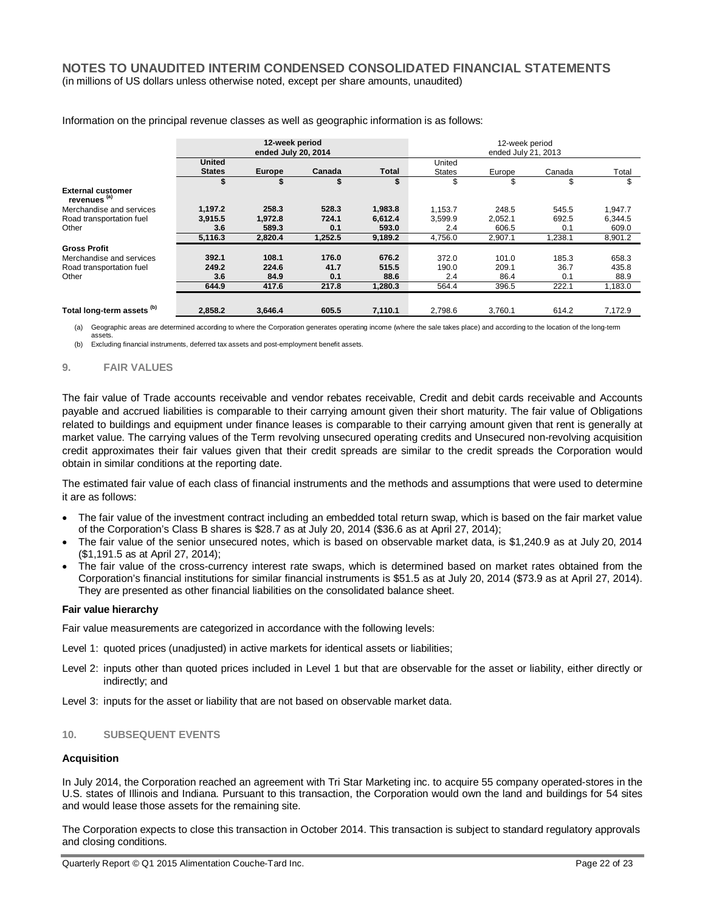# NOTES TO UNAUDITED INTERIM CONDENSED CONSOLIDATED FINANCIAL STATEMENTS

(in millions of US dollars unless otherwise noted, except per share amounts, unaudited)

Information on the principal revenue classes as well as geographic information is as follows:

| | 12-week period ended July 20, 2014 | | | | 12-week period ended July 21, 2013 | | | |
|---|---|---|---|---|---|---|---|---|
| | **United States** | **Europe** | **Canada** | **Total** | United States | Europe | Canada | Total |
| | **$** | **$** | **$** | **$** | $ | $ | $ | $ |
| **External customer revenues [(a)]** | | | | | | | | |
| Merchandise and services | **1,197.2** | **258.3** | **528.3** | **1,983.8** | 1,153.7 | 248.5 | 545.5 | 1,947.7 |
| Road transportation fuel | **3,915.5** | **1,972.8** | **724.1** | **6,612.4** | 3,599.9 | 2,052.1 | 692.5 | 6,344.5 |
| Other | **3.6** | **589.3** | **0.1** | **593.0** | 2.4 | 606.5 | 0.1 | 609.0 |
| | **5,116.3** | **2,820.4** | **1,252.5** | **9,189.2** | 4,756.0 | 2,907.1 | 1,238.1 | 8,901.2 |
| **Gross Profit** | | | | | | | | |
| Merchandise and services | **392.1** | **108.1** | **176.0** | **676.2** | 372.0 | 101.0 | 185.3 | 658.3 |
| Road transportation fuel | **249.2** | **224.6** | **41.7** | **515.5** | 190.0 | 209.1 | 36.7 | 435.8 |
| Other | **3.6** | **84.9** | **0.1** | **88.6** | 2.4 | 86.4 | 0.1 | 88.9 |
| | **644.9** | **417.6** | **217.8** | **1,280.3** | 564.4 | 396.5 | 222.1 | 1,183.0 |
| **Total long-term assets [(b)]** | **2,858.2** | **3,646.4** | **605.5** | **7,110.1** | 2,798.6 | 3,760.1 | 614.2 | 7,172.9 |

(a) Geographic areas are determined according to where the Corporation generates operating income (where the sale takes place) and according to the location of the long-term assets.

(b) Excluding financial instruments, deferred tax assets and post-employment benefit assets.

## 9. FAIR VALUES

The fair value of Trade accounts receivable and vendor rebates receivable, Credit and debit cards receivable and Accounts payable and accrued liabilities is comparable to their carrying amount given their short maturity. The fair value of Obligations related to buildings and equipment under finance leases is comparable to their carrying amount given that rent is generally at market value. The carrying values of the Term revolving unsecured operating credits and Unsecured non-revolving acquisition credit approximates their fair values given that their credit spreads are similar to the credit spreads the Corporation would obtain in similar conditions at the reporting date.

The estimated fair value of each class of financial instruments and the methods and assumptions that were used to determine it are as follows:

- The fair value of the investment contract including an embedded total return swap, which is based on the fair market value of the Corporation's Class B shares is $28.7 as at July 20, 2014 ($36.6 as at April 27, 2014);
- The fair value of the senior unsecured notes, which is based on observable market data, is $1,240.9 as at July 20, 2014 ($1,191.5 as at April 27, 2014);
- The fair value of the cross-currency interest rate swaps, which is determined based on market rates obtained from the Corporation's financial institutions for similar financial instruments is $51.5 as at July 20, 2014 ($73.9 as at April 27, 2014). They are presented as other financial liabilities on the consolidated balance sheet.

### Fair value hierarchy

Fair value measurements are categorized in accordance with the following levels:

Level 1: quoted prices (unadjusted) in active markets for identical assets or liabilities;

Level 2: inputs other than quoted prices included in Level 1 but that are observable for the asset or liability, either directly or indirectly; and

Level 3: inputs for the asset or liability that are not based on observable market data.

## 10. SUBSEQUENT EVENTS

### Acquisition

In July 2014, the Corporation reached an agreement with Tri Star Marketing inc. to acquire 55 company operated-stores in the U.S. states of Illinois and Indiana. Pursuant to this transaction, the Corporation would own the land and buildings for 54 sites and would lease those assets for the remaining site.

The Corporation expects to close this transaction in October 2014. This transaction is subject to standard regulatory approvals and closing conditions.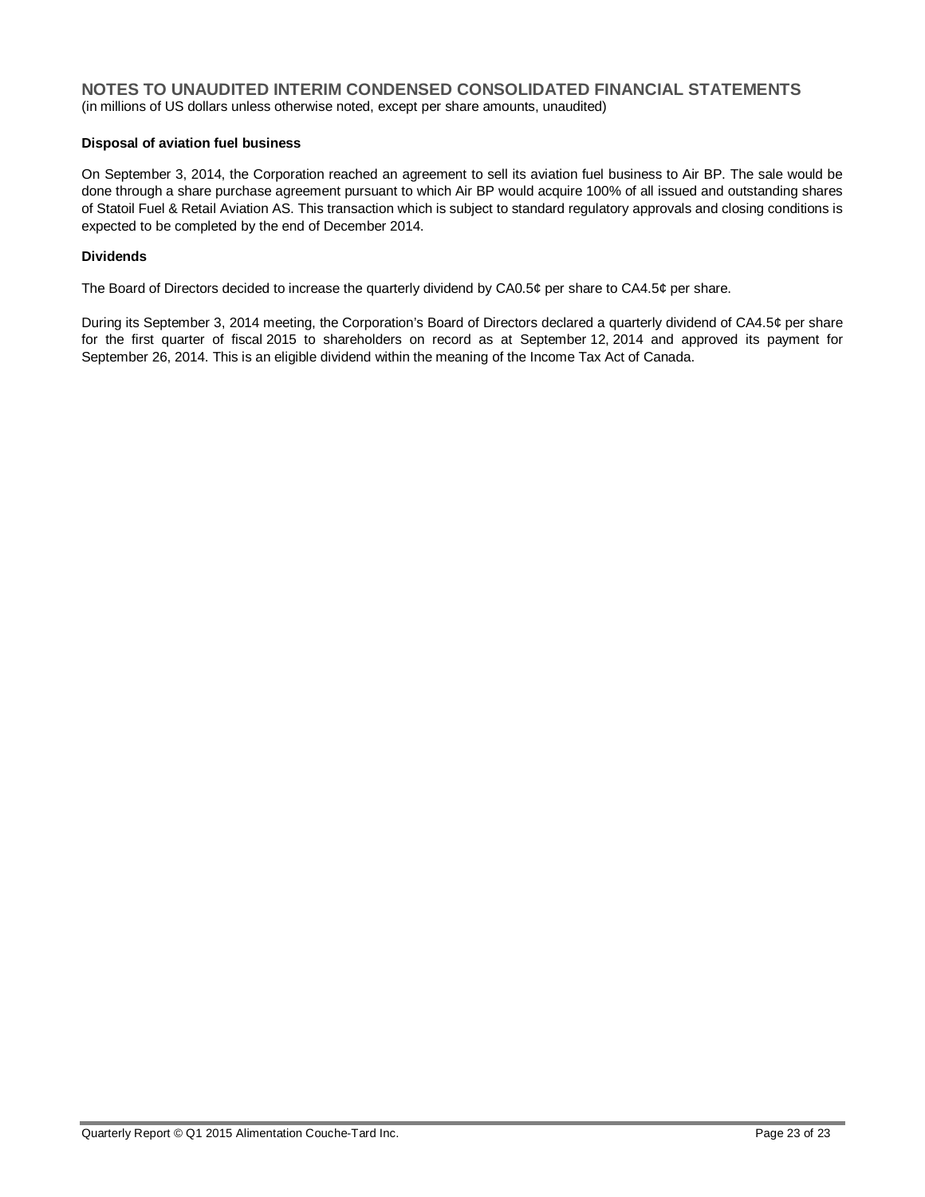# NOTES TO UNAUDITED INTERIM CONDENSED CONSOLIDATED FINANCIAL STATEMENTS

(in millions of US dollars unless otherwise noted, except per share amounts, unaudited)

**Disposal of aviation fuel business**

On September 3, 2014, the Corporation reached an agreement to sell its aviation fuel business to Air BP. The sale would be done through a share purchase agreement pursuant to which Air BP would acquire 100% of all issued and outstanding shares of Statoil Fuel & Retail Aviation AS. This transaction which is subject to standard regulatory approvals and closing conditions is expected to be completed by the end of December 2014.

**Dividends**

The Board of Directors decided to increase the quarterly dividend by CA0.5¢ per share to CA4.5¢ per share.

During its September 3, 2014 meeting, the Corporation's Board of Directors declared a quarterly dividend of CA4.5¢ per share for the first quarter of fiscal 2015 to shareholders on record as at September 12, 2014 and approved its payment for September 26, 2014. This is an eligible dividend within the meaning of the Income Tax Act of Canada.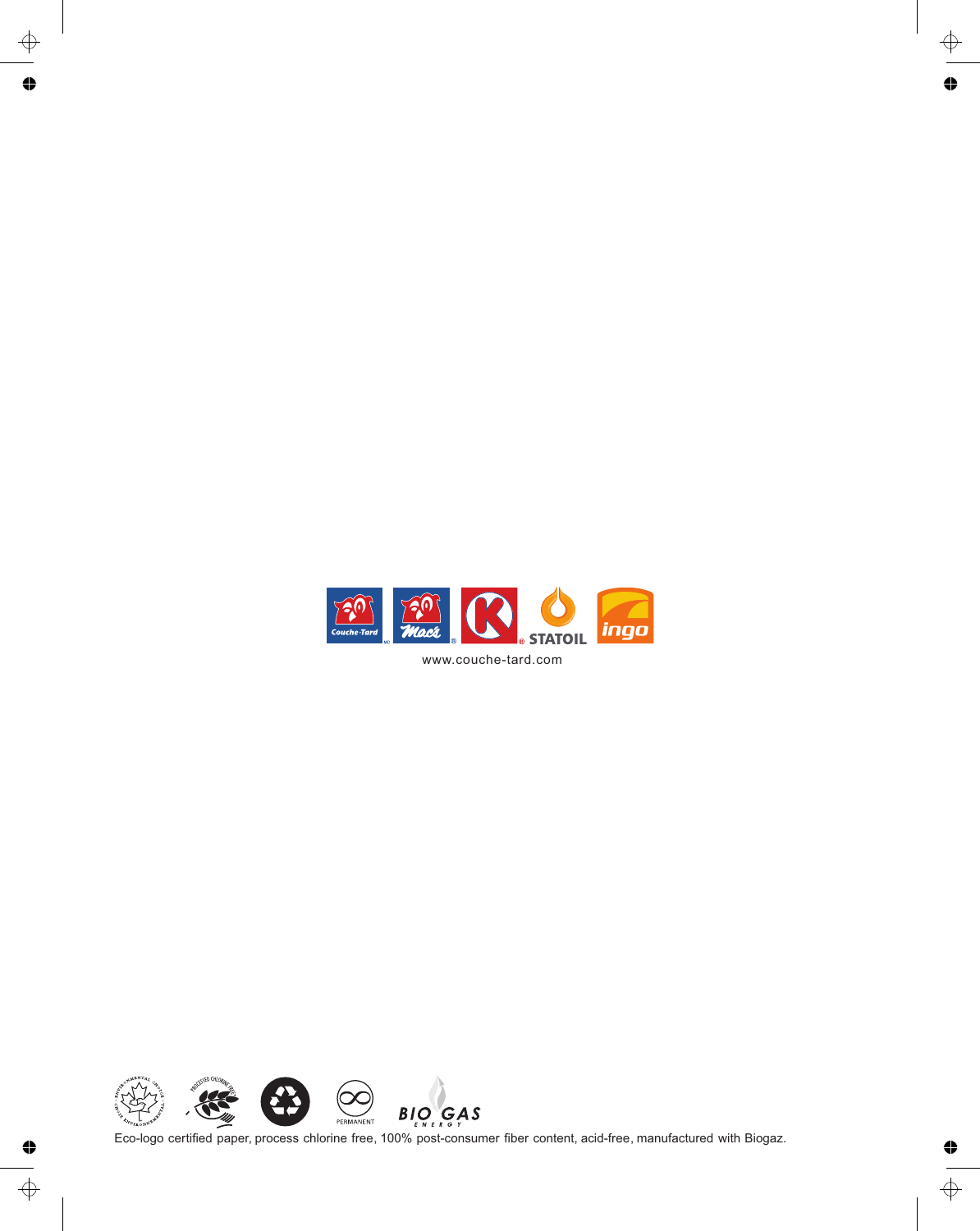Couche-Tard Mac's STATOIL ingo

www.couche-tard.com

PERMANENT BIO GAS ENERGY

Eco-logo certified paper, process chlorine free, 100% post-consumer fiber content, acid-free, manufactured with Biogaz.